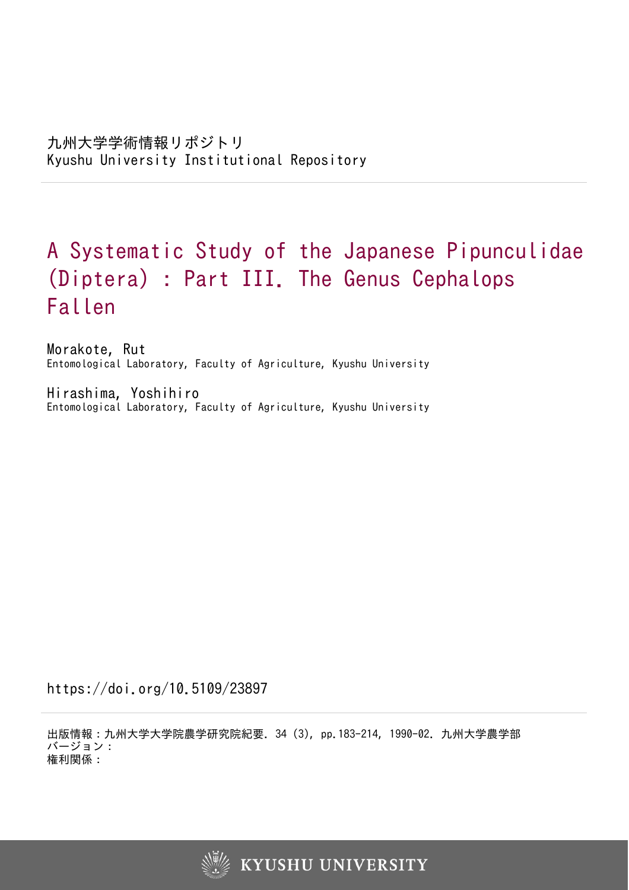九州大学学術情報リポジトリ
Kyushu University Institutional Repository

# A Systematic Study of the Japanese Pipunculidae (Diptera) : Part III. The Genus Cephalops Fallen

Morakote, Rut
Entomological Laboratory, Faculty of Agriculture, Kyushu University

Hirashima, Yoshihiro
Entomological Laboratory, Faculty of Agriculture, Kyushu University

https://doi.org/10.5109/23897

出版情報：九州大学大学院農学研究院紀要. 34 (3), pp.183-214, 1990-02. 九州大学農学部
バージョン：
権利関係：

KYUSHU UNIVERSITY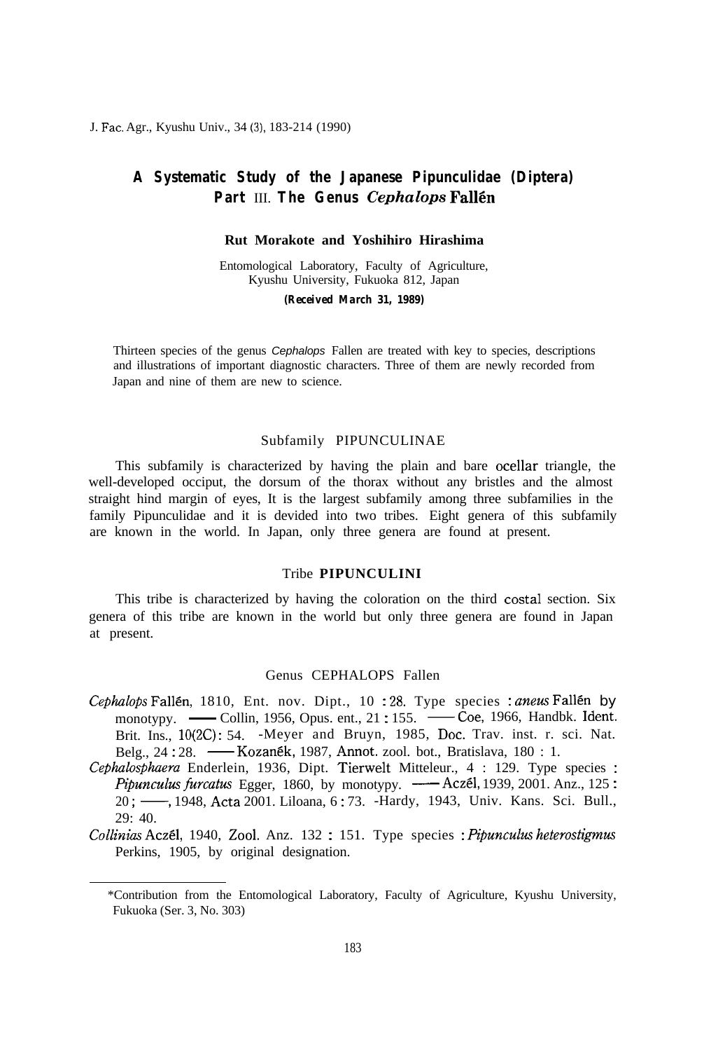# A Systematic Study of the Japanese Pipunculidae (Diptera) Part III. The Genus *Cephalops* Fallén

**Rut Morakote and Yoshihiro Hirashima**

Entomological Laboratory, Faculty of Agriculture,
Kyushu University, Fukuoka 812, Japan

**(Received March 31, 1989)**

Thirteen species of the genus *Cephalops* Fallen are treated with key to species, descriptions and illustrations of important diagnostic characters. Three of them are newly recorded from Japan and nine of them are new to science.

## Subfamily PIPUNCULINAE

This subfamily is characterized by having the plain and bare ocellar triangle, the well-developed occiput, the dorsum of the thorax without any bristles and the almost straight hind margin of eyes, It is the largest subfamily among three subfamilies in the family Pipunculidae and it is devided into two tribes. Eight genera of this subfamily are known in the world. In Japan, only three genera are found at present.

## Tribe **PIPUNCULINI**

This tribe is characterized by having the coloration on the third costal section. Six genera of this tribe are known in the world but only three genera are found in Japan at present.

## Genus CEPHALOPS Fallen

*Cephalops* Fallén, 1810, Ent. nov. Dipt., 10 : 28. Type species : *aneus* Fallén by monotypy. —— Collin, 1956, Opus. ent., 21 : 155. —— Coe, 1966, Handbk. Ident. Brit. Ins., 10(2C): 54. -Meyer and Bruyn, 1985, Doc. Trav. inst. r. sci. Nat. Belg., 24 : 28. —— Kozanék, 1987, Annot. zool. bot., Bratislava, 180 : 1.

*Cephalosphaera* Enderlein, 1936, Dipt. Tierwelt Mitteleur., 4 : 129. Type species : *Pipunculus furcatus* Egger, 1860, by monotypy. —— Aczél, 1939, 2001. Anz., 125 : 20 ; ——, 1948, Acta 2001. Liloana, 6 : 73. -Hardy, 1943, Univ. Kans. Sci. Bull., 29: 40.

*Collinias* Aczél, 1940, Zool. Anz. 132 : 151. Type species : *Pipunculus heterostigmus* Perkins, 1905, by original designation.

---

*Contribution from the Entomological Laboratory, Faculty of Agriculture, Kyushu University, Fukuoka (Ser. 3, No. 303)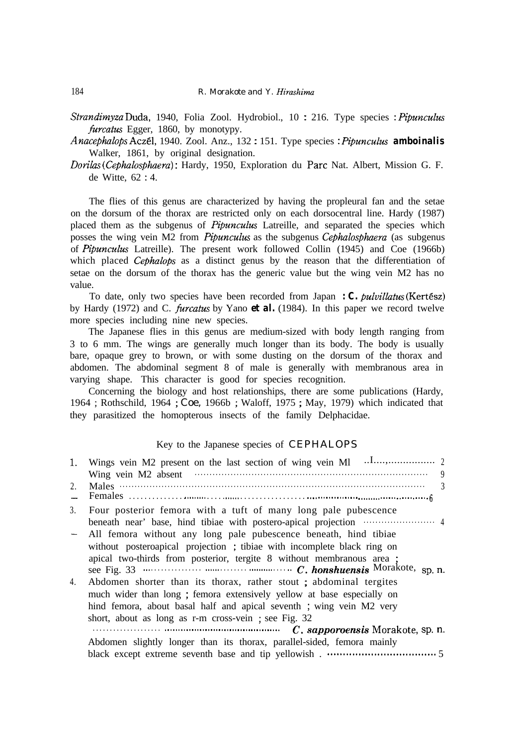*Strandimyza* Duda, 1940, Folia Zool. Hydrobiol., 10 : 216. Type species : *Pipunculus furcatus* Egger, 1860, by monotypy.

*Anacephalops* Aczél, 1940. Zool. Anz., 132 : 151. Type species : *Pipunculus amboinalis* Walker, 1861, by original designation.

*Dorilas* (*Cephalosphaera*): Hardy, 1950, Exploration du Parc Nat. Albert, Mission G. F. de Witte, 62 : 4.

The flies of this genus are characterized by having the propleural fan and the setae on the dorsum of the thorax are restricted only on each dorsocentral line. Hardy (1987) placed them as the subgenus of *Pipunculus* Latreille, and separated the species which posses the wing vein M2 from *Pipunculus* as the subgenus *Cephalosphaera* (as subgenus of *Pipunculus* Latreille). The present work followed Collin (1945) and Coe (1966b) which placed *Cephalops* as a distinct genus by the reason that the differentiation of setae on the dorsum of the thorax has the generic value but the wing vein M2 has no value.

To date, only two species have been recorded from Japan : *C. pulvillatus* (Kertész) by Hardy (1972) and *C. furcatus* by Yano *et al.* (1984). In this paper we record twelve more species including nine new species.

The Japanese flies in this genus are medium-sized with body length ranging from 3 to 6 mm. The wings are generally much longer than its body. The body is usually bare, opaque grey to brown, or with some dusting on the dorsum of the thorax and abdomen. The abdominal segment 8 of male is generally with membranous area in varying shape. This character is good for species recognition.

Concerning the biology and host relationships, there are some publications (Hardy, 1964 ; Rothschild, 1964 ; Coe, 1966b ; Waloff, 1975 ; May, 1979) which indicated that they parasitized the homopterous insects of the family Delphacidae.

## Key to the Japanese species of CEPHALOPS

1. Wings vein M2 present on the last section of wing vein Ml .......... 2
— Wing vein M2 absent .......... 9
2. Males .......... 3
— Females .......... 6
3. Four posterior femora with a tuft of many long pale pubescence beneath near' base, hind tibiae with postero-apical projection .......... 4
— All femora without any long pale pubescence beneath, hind tibiae without posteroapical projection ; tibiae with incomplete black ring on apical two-thirds from posterior, tergite 8 without membranous area ; see Fig. 33 .......... *C. honshuensis* Morakote, sp. n.
4. Abdomen shorter than its thorax, rather stout ; abdominal tergites much wider than long ; femora extensively yellow at base especially on hind femora, about basal half and apical seventh ; wing vein M2 very short, about as long as r-m cross-vein ; see Fig. 32 .......... *C. sapporoensis* Morakote, sp. n.
— Abdomen slightly longer than its thorax, parallel-sided, femora mainly black except extreme seventh base and tip yellowish . .......... 5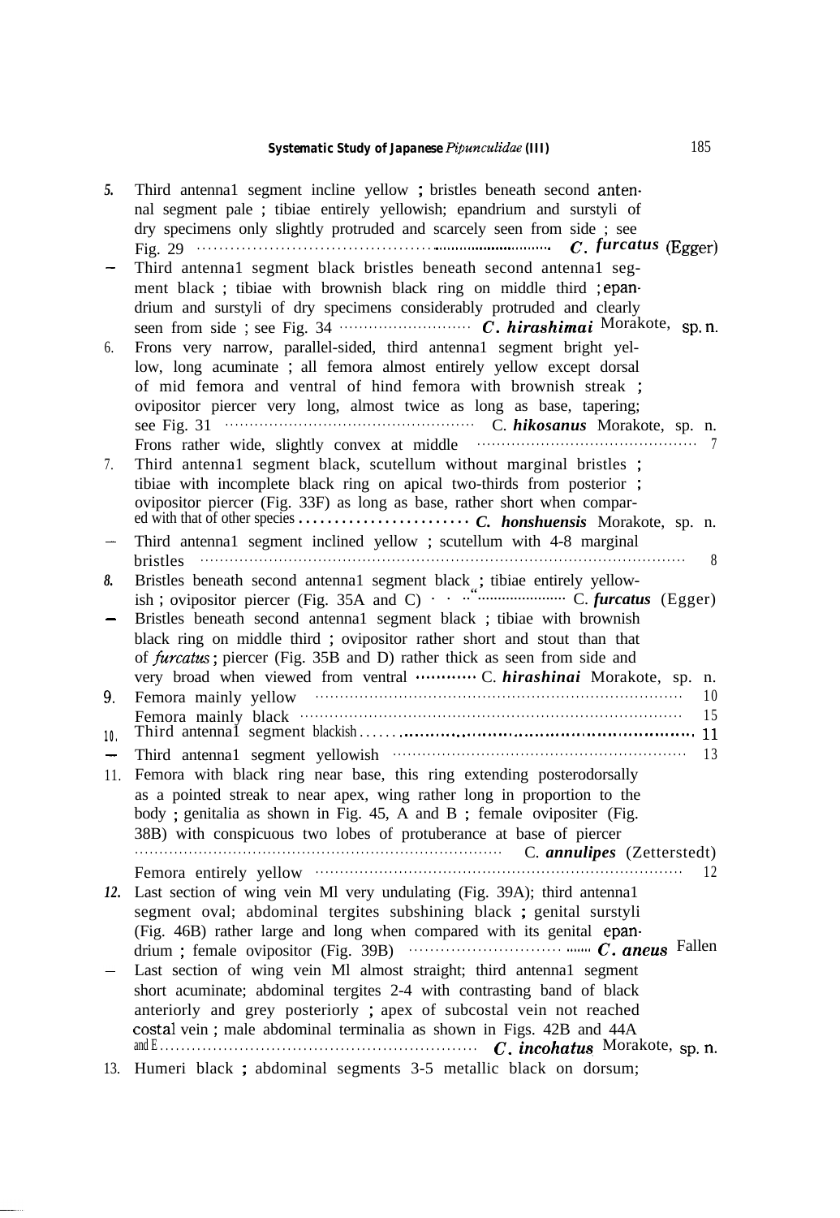5. Third antennal segment incline yellow ; bristles beneath second antennal segment pale ; tibiae entirely yellowish; epandrium and surstyli of dry specimens only slightly protruded and scarcely seen from side ; see Fig. 29 ............................................................ *C. furcatus* (Egger)

– Third antennal segment black bristles beneath second antennal segment black ; tibiae with brownish black ring on middle third ; epandrium and surstyli of dry specimens considerably protruded and clearly seen from side ; see Fig. 34 ............................ *C. hirashimai* Morakote, sp. n.

6. Frons very narrow, parallel-sided, third antennal segment bright yellow, long acuminate ; all femora almost entirely yellow except dorsal of mid femora and ventral of hind femora with brownish streak ; ovipositor piercer very long, almost twice as long as base, tapering; see Fig. 31 .................................................. C. *hikosanus* Morakote, sp. n.

Frons rather wide, slightly convex at middle ............................................. 7

7. Third antennal segment black, scutellum without marginal bristles ; tibiae with incomplete black ring on apical two-thirds from posterior ; ovipositor piercer (Fig. 33F) as long as base, rather short when compared with that of other species ........................ *C. honshuensis* Morakote, sp. n.

– Third antennal segment inclined yellow ; scutellum with 4-8 marginal bristles ........................................................................................ 8

8. Bristles beneath second antennal segment black ; tibiae entirely yellowish ; ovipositor piercer (Fig. 35A and C) ...................... C. *furcatus* (Egger)

– Bristles beneath second antennal segment black ; tibiae with brownish black ring on middle third ; ovipositor rather short and stout than that of *furcatus* ; piercer (Fig. 35B and D) rather thick as seen from side and very broad when viewed from ventral ........... C. *hirashinai* Morakote, sp. n.

9. Femora mainly yellow ........................................................................ 10

Femora mainly black ........................................................................... 15

10. Third antennal segment blackish ......................................................... 11

– Third antennal segment yellowish .......................................................... 13

11. Femora with black ring near base, this ring extending posterodorsally as a pointed streak to near apex, wing rather long in proportion to the body ; genitalia as shown in Fig. 45, A and B ; female ovipositer (Fig. 38B) with conspicuous two lobes of protuberance at base of piercer ......................................................................... C. *annulipes* (Zetterstedt)

Femora entirely yellow ......................................................................... 12

12. Last section of wing vein Ml very undulating (Fig. 39A); third antennal segment oval; abdominal tergites subshining black ; genital surstyli (Fig. 46B) rather large and long when compared with its genital epandrium ; female ovipositor (Fig. 39B) ............................. *C. aneus* Fallen

– Last section of wing vein Ml almost straight; third antennal segment short acuminate; abdominal tergites 2-4 with contrasting band of black anteriorly and grey posteriorly ; apex of subcostal vein not reached costal vein ; male abdominal terminalia as shown in Figs. 42B and 44A and E ........................................................... *C. incohatus* Morakote, sp. n.

13. Humeri black ; abdominal segments 3-5 metallic black on dorsum;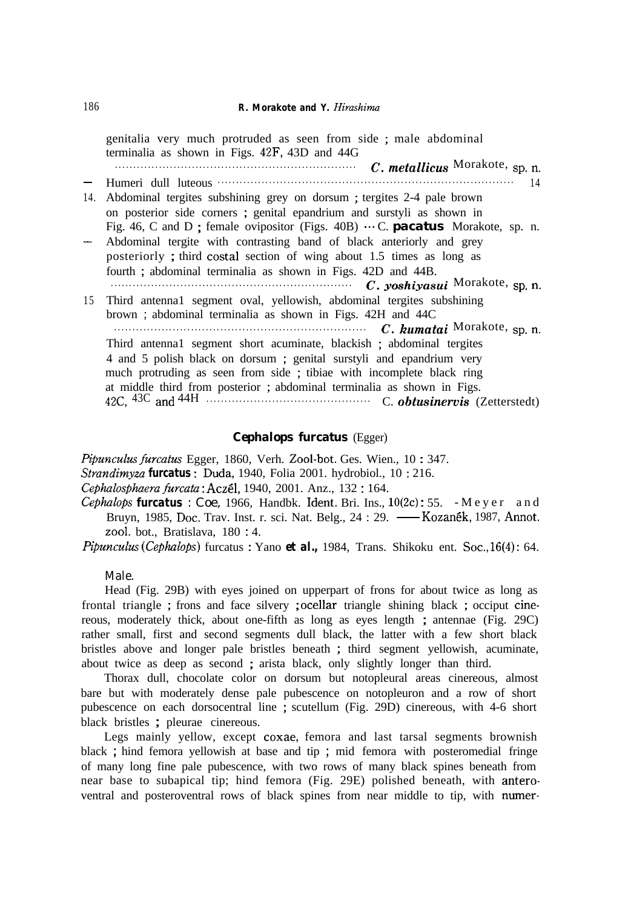genitalia very much protruded as seen from side ; male abdominal terminalia as shown in Figs. 42F, 43D and 44G ........................................................................ *C. metallicus* Morakote, sp. n.

— Humeri dull luteous ........................................................................ 14

14. Abdominal tergites subshining grey on dorsum ; tergites 2-4 pale brown on posterior side corners ; genital epandrium and surstyli as shown in Fig. 46, C and D ; female ovipositor (Figs. 40B) ... *C. pacatus* Morakote, sp. n.

— Abdominal tergite with contrasting band of black anteriorly and grey posteriorly ; third costal section of wing about 1.5 times as long as fourth ; abdominal terminalia as shown in Figs. 42D and 44B. ........................................................................ *C. yoshiyasui* Morakote, sp. n.

15. Third antennal segment oval, yellowish, abdominal tergites subshining brown ; abdominal terminalia as shown in Figs. 42H and 44C ........................................................................ *C. kumatai* Morakote, sp. n.

— Third antennal segment short acuminate, blackish ; abdominal tergites 4 and 5 polish black on dorsum ; genital surstyli and epandrium very much protruding as seen from side ; tibiae with incomplete black ring at middle third from posterior ; abdominal terminalia as shown in Figs. 42C, 43C and 44H ........................................................................ *C. obtusinervis* (Zetterstedt)

### *Cephalops furcatus* (Egger)

*Pipunculus furcatus* Egger, 1860, Verh. Zool-bot. Ges. Wien., 10 : 347.
*Strandimyza furcatus* : Duda, 1940, Folia 2001. hydrobiol., 10 : 216.
*Cephalosphaera furcata* : Aczél, 1940, 2001. Anz., 132 : 164.
*Cephalops furcatus* : Coe, 1966, Handbk. Ident. Bri. Ins., 10(2c) : 55. - Meyer and Bruyn, 1985, Doc. Trav. Inst. r. sci. Nat. Belg., 24 : 29. —— Kozanék, 1987, Annot. zool. bot., Bratislava, 180 : 4.
*Pipunculus* (*Cephalops*) furcatus : Yano *et al.*, 1984, Trans. Shikoku ent. Soc., 16(4) : 64.

Male.

Head (Fig. 29B) with eyes joined on upperpart of frons for about twice as long as frontal triangle ; frons and face silvery ; ocellar triangle shining black ; occiput cinereous, moderately thick, about one-fifth as long as eyes length ; antennae (Fig. 29C) rather small, first and second segments dull black, the latter with a few short black bristles above and longer pale bristles beneath ; third segment yellowish, acuminate, about twice as deep as second ; arista black, only slightly longer than third.

Thorax dull, chocolate color on dorsum but notopleural areas cinereous, almost bare but with moderately dense pale pubescence on notopleuron and a row of short pubescence on each dorsocentral line ; scutellum (Fig. 29D) cinereous, with 4-6 short black bristles ; pleurae cinereous.

Legs mainly yellow, except coxae, femora and last tarsal segments brownish black ; hind femora yellowish at base and tip ; mid femora with posteromedial fringe of many long fine pale pubescence, with two rows of many black spines beneath from near base to subapical tip; hind femora (Fig. 29E) polished beneath, with anteroventral and posteroventral rows of black spines from near middle to tip, with numer-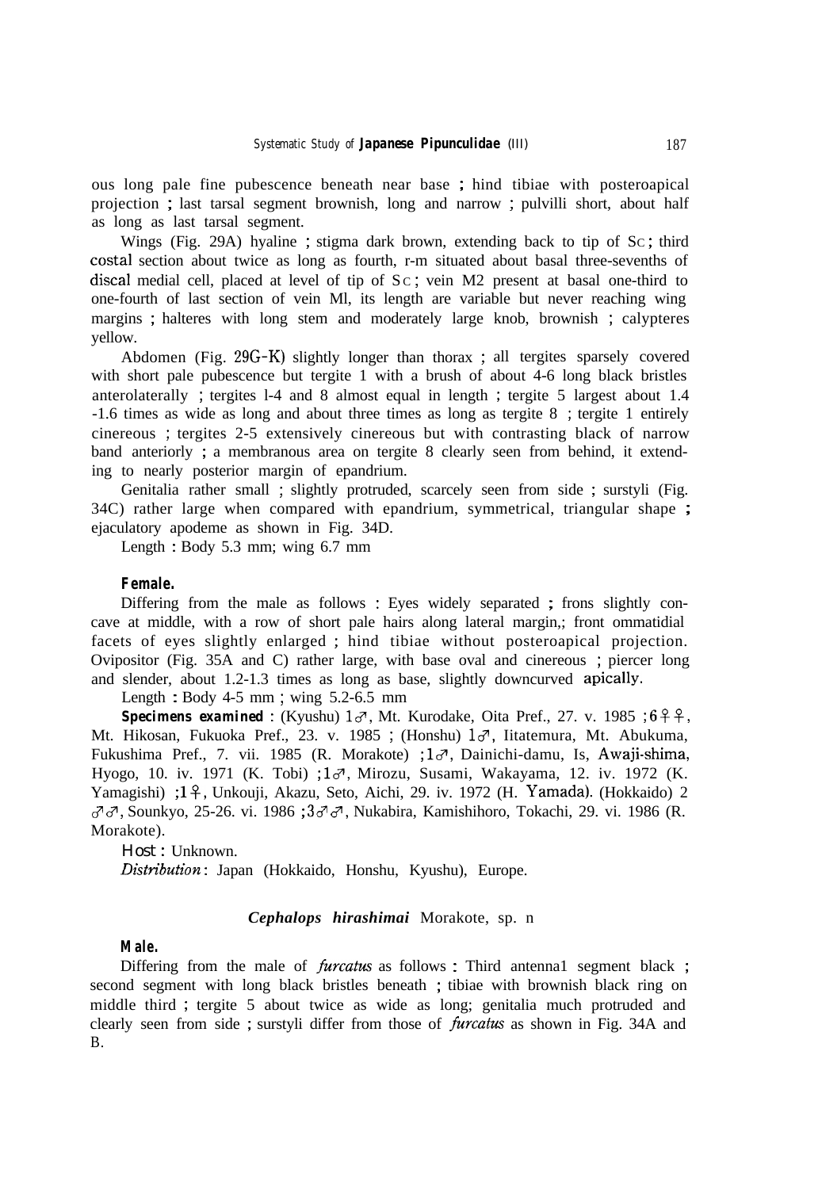ous long pale fine pubescence beneath near base ; hind tibiae with posteroapical projection ; last tarsal segment brownish, long and narrow ; pulvilli short, about half as long as last tarsal segment.

Wings (Fig. 29A) hyaline ; stigma dark brown, extending back to tip of Sc ; third costal section about twice as long as fourth, r-m situated about basal three-sevenths of discal medial cell, placed at level of tip of Sc ; vein M2 present at basal one-third to one-fourth of last section of vein Ml, its length are variable but never reaching wing margins ; halteres with long stem and moderately large knob, brownish ; calypteres yellow.

Abdomen (Fig. 29G-K) slightly longer than thorax ; all tergites sparsely covered with short pale pubescence but tergite 1 with a brush of about 4-6 long black bristles anterolaterally ; tergites l-4 and 8 almost equal in length ; tergite 5 largest about 1.4 -1.6 times as wide as long and about three times as long as tergite 8 ; tergite 1 entirely cinereous ; tergites 2-5 extensively cinereous but with contrasting black of narrow band anteriorly ; a membranous area on tergite 8 clearly seen from behind, it extending to nearly posterior margin of epandrium.

Genitalia rather small ; slightly protruded, scarcely seen from side ; surstyli (Fig. 34C) rather large when compared with epandrium, symmetrical, triangular shape ; ejaculatory apodeme as shown in Fig. 34D.

Length : Body 5.3 mm; wing 6.7 mm

**Female.**

Differing from the male as follows : Eyes widely separated ; frons slightly concave at middle, with a row of short pale hairs along lateral margin,; front ommatidial facets of eyes slightly enlarged ; hind tibiae without posteroapical projection. Ovipositor (Fig. 35A and C) rather large, with base oval and cinereous ; piercer long and slender, about 1.2-1.3 times as long as base, slightly downcurved apically.

Length : Body 4-5 mm ; wing 5.2-6.5 mm

**Specimens examined** : (Kyushu) 1♂, Mt. Kurodake, Oita Pref., 27. v. 1985 ; 6♀♀, Mt. Hikosan, Fukuoka Pref., 23. v. 1985 ; (Honshu) 1♂, Iitatemura, Mt. Abukuma, Fukushima Pref., 7. vii. 1985 (R. Morakote) ; 1♂, Dainichi-damu, Is, Awaji-shima, Hyogo, 10. iv. 1971 (K. Tobi) ; 1♂, Mirozu, Susami, Wakayama, 12. iv. 1972 (K. Yamagishi) ; 1♀, Unkouji, Akazu, Seto, Aichi, 29. iv. 1972 (H. Yamada). (Hokkaido) 2 ♂♂, Sounkyo, 25-26. vi. 1986 ; 3♂♂, Nukabira, Kamishihoro, Tokachi, 29. vi. 1986 (R. Morakote).

Host : Unknown.

*Distribution* : Japan (Hokkaido, Honshu, Kyushu), Europe.

### *Cephalops hirashimai* Morakote, sp. n

**Male.**

Differing from the male of *furcatus* as follows : Third antenna1 segment black ; second segment with long black bristles beneath ; tibiae with brownish black ring on middle third ; tergite 5 about twice as wide as long; genitalia much protruded and clearly seen from side ; surstyli differ from those of *furcatus* as shown in Fig. 34A and B.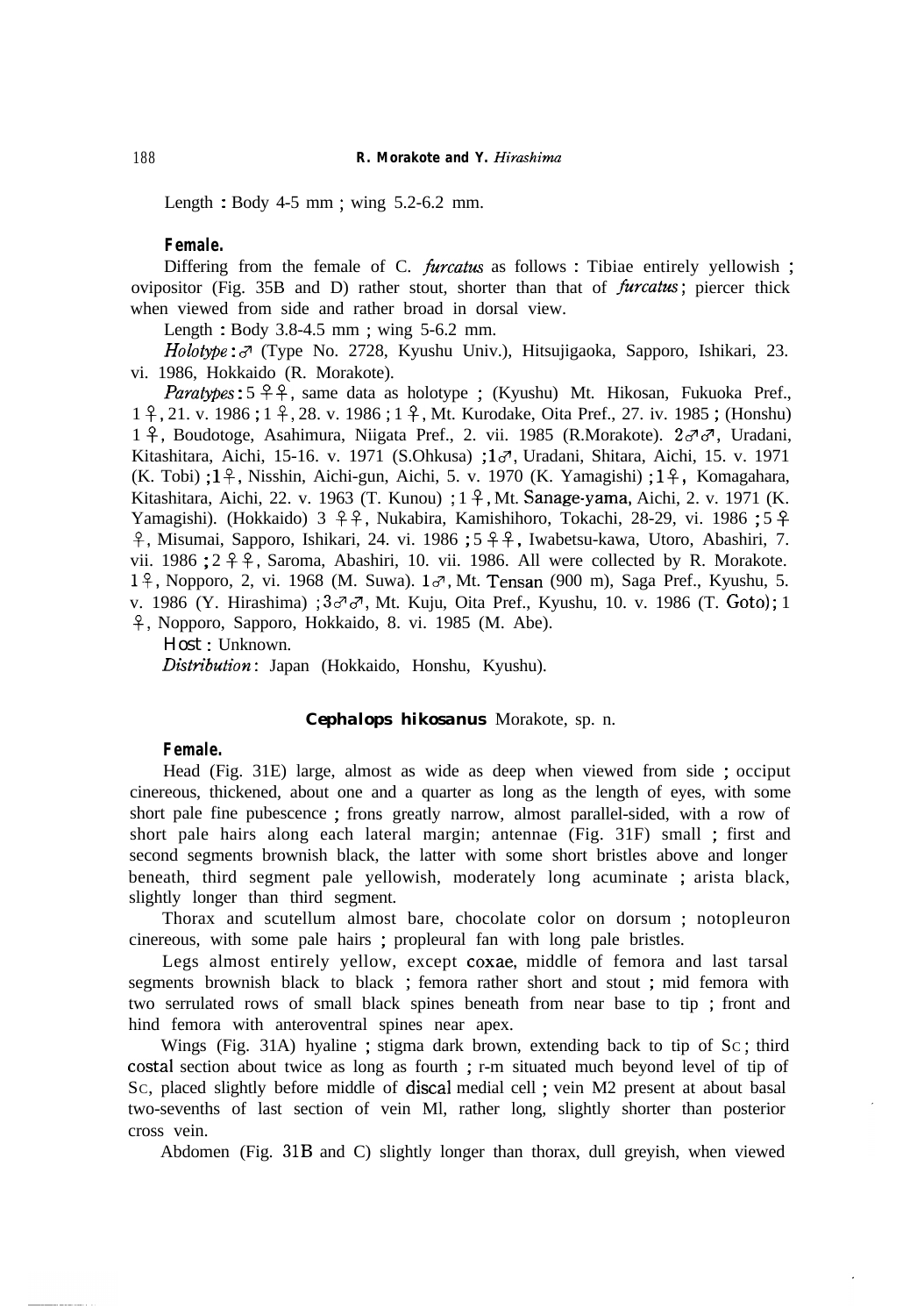Length : Body 4-5 mm ; wing 5.2-6.2 mm.

**Female.**

Differing from the female of C. *furcatus* as follows : Tibiae entirely yellowish ; ovipositor (Fig. 35B and D) rather stout, shorter than that of *furcatus*; piercer thick when viewed from side and rather broad in dorsal view.

Length : Body 3.8-4.5 mm ; wing 5-6.2 mm.

*Holotype* : ♂ (Type No. 2728, Kyushu Univ.), Hitsujigaoka, Sapporo, Ishikari, 23. vi. 1986, Hokkaido (R. Morakote).

*Paratypes* : 5 ♀♀, same data as holotype ; (Kyushu) Mt. Hikosan, Fukuoka Pref., 1 ♀, 21. v. 1986 ; 1 ♀, 28. v. 1986 ; 1 ♀, Mt. Kurodake, Oita Pref., 27. iv. 1985 ; (Honshu) 1 ♀, Boudotoge, Asahimura, Niigata Pref., 2. vii. 1985 (R.Morakote). 2♂♂, Uradani, Kitashitara, Aichi, 15-16. v. 1971 (S.Ohkusa) ;1♂, Uradani, Shitara, Aichi, 15. v. 1971 (K. Tobi) ;1♀, Nisshin, Aichi-gun, Aichi, 5. v. 1970 (K. Yamagishi) ;1♀, Komagahara, Kitashitara, Aichi, 22. v. 1963 (T. Kunou) ; 1 ♀, Mt. Sanage-yama, Aichi, 2. v. 1971 (K. Yamagishi). (Hokkaido) 3 ♀♀, Nukabira, Kamishihoro, Tokachi, 28-29, vi. 1986 ; 5 ♀♀, Misumai, Sapporo, Ishikari, 24. vi. 1986 ; 5 ♀♀, Iwabetsu-kawa, Utoro, Abashiri, 7. vii. 1986 ; 2 ♀♀, Saroma, Abashiri, 10. vii. 1986. All were collected by R. Morakote. 1♀, Nopporo, 2, vi. 1968 (M. Suwa). 1♂, Mt. Tensan (900 m), Saga Pref., Kyushu, 5. v. 1986 (Y. Hirashima) ; 3♂♂, Mt. Kuju, Oita Pref., Kyushu, 10. v. 1986 (T. Goto); 1 ♀, Nopporo, Sapporo, Hokkaido, 8. vi. 1985 (M. Abe).

Host : Unknown.

*Distribution* : Japan (Hokkaido, Honshu, Kyushu).

### **Cephalops hikosanus** Morakote, sp. n.

**Female.**

Head (Fig. 31E) large, almost as wide as deep when viewed from side ; occiput cinereous, thickened, about one and a quarter as long as the length of eyes, with some short pale fine pubescence ; frons greatly narrow, almost parallel-sided, with a row of short pale hairs along each lateral margin; antennae (Fig. 31F) small ; first and second segments brownish black, the latter with some short bristles above and longer beneath, third segment pale yellowish, moderately long acuminate ; arista black, slightly longer than third segment.

Thorax and scutellum almost bare, chocolate color on dorsum ; notopleuron cinereous, with some pale hairs ; propleural fan with long pale bristles.

Legs almost entirely yellow, except coxae, middle of femora and last tarsal segments brownish black to black ; femora rather short and stout ; mid femora with two serrulated rows of small black spines beneath from near base to tip ; front and hind femora with anteroventral spines near apex.

Wings (Fig. 31A) hyaline ; stigma dark brown, extending back to tip of Sc ; third costal section about twice as long as fourth ; r-m situated much beyond level of tip of Sc, placed slightly before middle of discal medial cell ; vein M2 present at about basal two-sevenths of last section of vein Ml, rather long, slightly shorter than posterior cross vein.

Abdomen (Fig. 31B and C) slightly longer than thorax, dull greyish, when viewed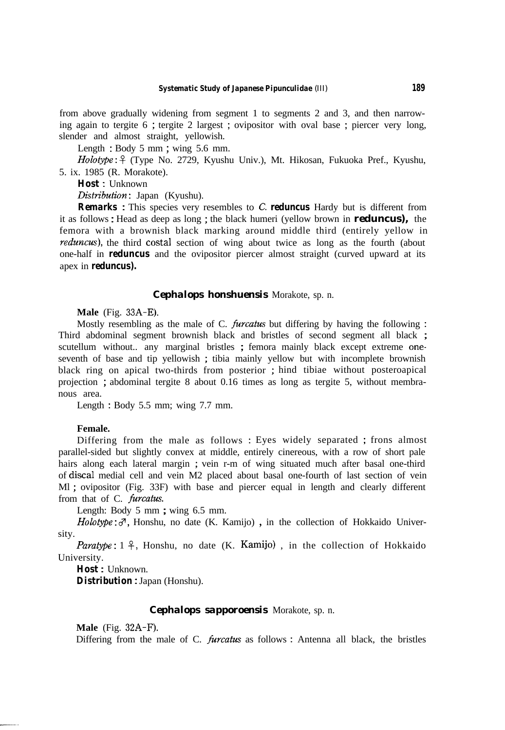from above gradually widening from segment 1 to segments 2 and 3, and then narrowing again to tergite 6 ; tergite 2 largest ; ovipositor with oval base ; piercer very long, slender and almost straight, yellowish.

Length : Body 5 mm ; wing 5.6 mm.

*Holotype* : ♀ (Type No. 2729, Kyushu Univ.), Mt. Hikosan, Fukuoka Pref., Kyushu, 5. ix. 1985 (R. Morakote).

**Host** : Unknown

*Distribution* : Japan (Kyushu).

**Remarks** : This species very resembles to *C.* **reduncus** Hardy but is different from it as follows : Head as deep as long ; the black humeri (yellow brown in **reduncus**), the femora with a brownish black marking around middle third (entirely yellow in *reduncus*), the third costal section of wing about twice as long as the fourth (about one-half in **reduncus** and the ovipositor piercer almost straight (curved upward at its apex in **reduncus**).

## Cephalops honshuensis Morakote, sp. n.

**Male** (Fig. 33A-E).

Mostly resembling as the male of C. *furcatus* but differing by having the following : Third abdominal segment brownish black and bristles of second segment all black ; scutellum without.. any marginal bristles ; femora mainly black except extreme one-seventh of base and tip yellowish ; tibia mainly yellow but with incomplete brownish black ring on apical two-thirds from posterior ; hind tibiae without posteroapical projection ; abdominal tergite 8 about 0.16 times as long as tergite 5, without membranous area.

Length : Body 5.5 mm; wing 7.7 mm.

**Female.**

Differing from the male as follows : Eyes widely separated ; frons almost parallel-sided but slightly convex at middle, entirely cinereous, with a row of short pale hairs along each lateral margin ; vein r-m of wing situated much after basal one-third of discal medial cell and vein M2 placed about basal one-fourth of last section of vein Ml ; ovipositor (Fig. 33F) with base and piercer equal in length and clearly different from that of C. *furcatus*.

Length: Body 5 mm ; wing 6.5 mm.

*Holotype* : ♂, Honshu, no date (K. Kamijo) , in the collection of Hokkaido University.

*Paratype* : 1 ♀, Honshu, no date (K. Kamijo) , in the collection of Hokkaido University.

**Host** : Unknown.

**Distribution** : Japan (Honshu).

## Cephalops sapporoensis Morakote, sp. n.

**Male** (Fig. 32A-F).

Differing from the male of C. *furcatus* as follows : Antenna all black, the bristles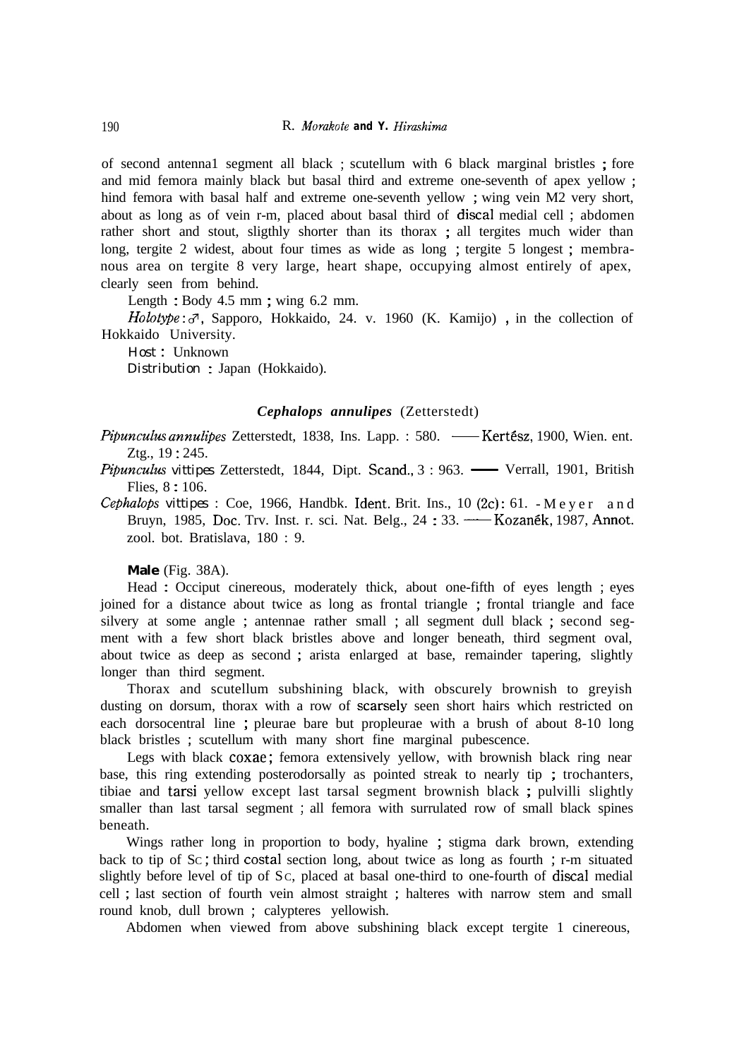of second antennal segment all black ; scutellum with 6 black marginal bristles ; fore and mid femora mainly black but basal third and extreme one-seventh of apex yellow ; hind femora with basal half and extreme one-seventh yellow ; wing vein M2 very short, about as long as of vein r-m, placed about basal third of discal medial cell ; abdomen rather short and stout, sligthly shorter than its thorax ; all tergites much wider than long, tergite 2 widest, about four times as wide as long ; tergite 5 longest ; membranous area on tergite 8 very large, heart shape, occupying almost entirely of apex, clearly seen from behind.

Length : Body 4.5 mm ; wing 6.2 mm.

*Holotype* : ♂, Sapporo, Hokkaido, 24. v. 1960 (K. Kamijo) , in the collection of Hokkaido University.

Host : Unknown

Distribution : Japan (Hokkaido).

### *Cephalops annulipes* (Zetterstedt)

*Pipunculus annulipes* Zetterstedt, 1838, Ins. Lapp. : 580. —— Kertész, 1900, Wien. ent. Ztg., 19 : 245.

*Pipunculus vittipes* Zetterstedt, 1844, Dipt. Scand., 3 : 963. —— Verrall, 1901, British Flies, 8 : 106.

*Cephalops vittipes* : Coe, 1966, Handbk. Ident. Brit. Ins., 10 (2c) : 61. - Meyer and Bruyn, 1985, Doc. Trv. Inst. r. sci. Nat. Belg., 24 : 33. —— Kozanék, 1987, Annot. zool. bot. Bratislava, 180 : 9.

**Male** (Fig. 38A).

Head : Occiput cinereous, moderately thick, about one-fifth of eyes length ; eyes joined for a distance about twice as long as frontal triangle ; frontal triangle and face silvery at some angle ; antennae rather small ; all segment dull black ; second segment with a few short black bristles above and longer beneath, third segment oval, about twice as deep as second ; arista enlarged at base, remainder tapering, slightly longer than third segment.

Thorax and scutellum subshining black, with obscurely brownish to greyish dusting on dorsum, thorax with a row of scarsely seen short hairs which restricted on each dorsocentral line ; pleurae bare but propleurae with a brush of about 8-10 long black bristles ; scutellum with many short fine marginal pubescence.

Legs with black coxae ; femora extensively yellow, with brownish black ring near base, this ring extending posterodorsally as pointed streak to nearly tip ; trochanters, tibiae and tarsi yellow except last tarsal segment brownish black ; pulvilli slightly smaller than last tarsal segment ; all femora with surrulated row of small black spines beneath.

Wings rather long in proportion to body, hyaline ; stigma dark brown, extending back to tip of Sc ; third costal section long, about twice as long as fourth ; r-m situated slightly before level of tip of Sc, placed at basal one-third to one-fourth of discal medial cell ; last section of fourth vein almost straight ; halteres with narrow stem and small round knob, dull brown ; calypteres yellowish.

Abdomen when viewed from above subshining black except tergite 1 cinereous,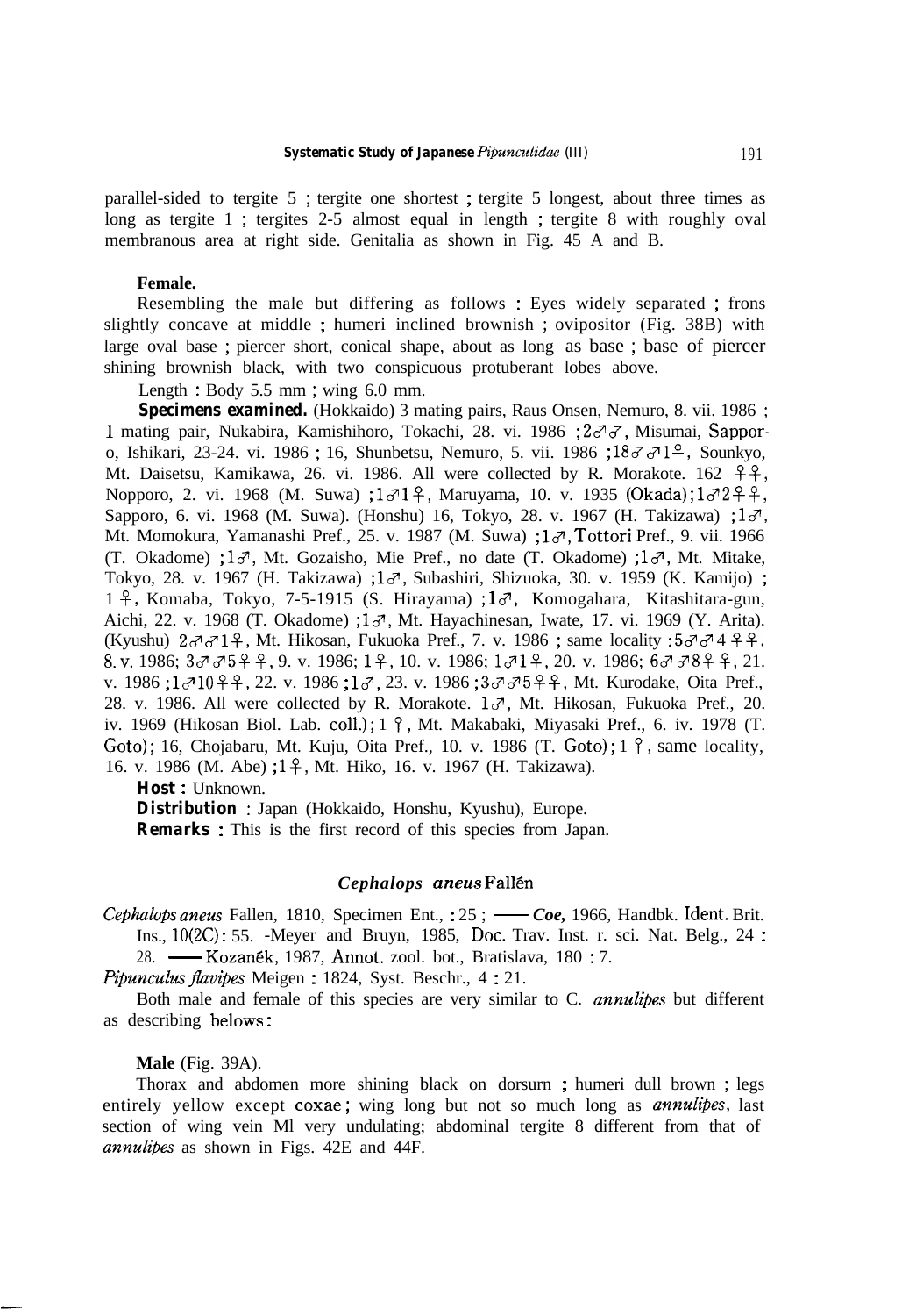parallel-sided to tergite 5 ; tergite one shortest ; tergite 5 longest, about three times as long as tergite 1 ; tergites 2-5 almost equal in length ; tergite 8 with roughly oval membranous area at right side. Genitalia as shown in Fig. 45 A and B.

**Female.**

Resembling the male but differing as follows : Eyes widely separated ; frons slightly concave at middle ; humeri inclined brownish ; ovipositor (Fig. 38B) with large oval base ; piercer short, conical shape, about as long as base ; base of piercer shining brownish black, with two conspicuous protuberant lobes above.

Length : Body 5.5 mm ; wing 6.0 mm.

**Specimens examined.** (Hokkaido) 3 mating pairs, Raus Onsen, Nemuro, 8. vii. 1986 ; 1 mating pair, Nukabira, Kamishihoro, Tokachi, 28. vi. 1986 ; 2♂♂, Misumai, Sapporo, Ishikari, 23-24. vi. 1986 ; 16, Shunbetsu, Nemuro, 5. vii. 1986 ; 18♂♂1♀, Sounkyo, Mt. Daisetsu, Kamikawa, 26. vi. 1986. All were collected by R. Morakote. 162 ♀♀, Nopporo, 2. vi. 1968 (M. Suwa) ; 1♂1♀, Maruyama, 10. v. 1935 (Okada) ; 1♂2♀♀, Sapporo, 6. vi. 1968 (M. Suwa). (Honshu) 16, Tokyo, 28. v. 1967 (H. Takizawa) ; 1♂, Mt. Momokura, Yamanashi Pref., 25. v. 1987 (M. Suwa) ; 1♂, Tottori Pref., 9. vii. 1966 (T. Okadome) ; 1♂, Mt. Gozaisho, Mie Pref., no date (T. Okadome) ; 1♂, Mt. Mitake, Tokyo, 28. v. 1967 (H. Takizawa) ; 1♂, Subashiri, Shizuoka, 30. v. 1959 (K. Kamijo) ; 1♀, Komaba, Tokyo, 7-5-1915 (S. Hirayama) ; 1♂, Komogahara, Kitashitara-gun, Aichi, 22. v. 1968 (T. Okadome) ; 1♂, Mt. Hayachinesan, Iwate, 17. vi. 1969 (Y. Arita). (Kyushu) 2♂♂1♀, Mt. Hikosan, Fukuoka Pref., 7. v. 1986 ; same locality : 5♂♂4♀♀, 8. v. 1986; 3♂♂5♀♀, 9. v. 1986; 1♀, 10. v. 1986; 1♂1♀, 20. v. 1986; 6♂♂8♀♀, 21. v. 1986 ; 1♂10♀♀, 22. v. 1986 ; 1♂, 23. v. 1986 ; 3♂♂5♀♀, Mt. Kurodake, Oita Pref., 28. v. 1986. All were collected by R. Morakote. 1♂, Mt. Hikosan, Fukuoka Pref., 20. iv. 1969 (Hikosan Biol. Lab. coll.) ; 1♀, Mt. Makabaki, Miyasaki Pref., 6. iv. 1978 (T. Goto) ; 16, Chojabaru, Mt. Kuju, Oita Pref., 10. v. 1986 (T. Goto) ; 1♀, same locality, 16. v. 1986 (M. Abe) ; 1♀, Mt. Hiko, 16. v. 1967 (H. Takizawa).

**Host :** Unknown.

**Distribution** : Japan (Hokkaido, Honshu, Kyushu), Europe.

**Remarks :** This is the first record of this species from Japan.

### *Cephalops aneus* Fallén

*Cephalops aneus* Fallen, 1810, Specimen Ent., : 25 ; —— *Coe*, 1966, Handbk. Ident. Brit. Ins., 10(2C) : 55. -Meyer and Bruyn, 1985, Doc. Trav. Inst. r. sci. Nat. Belg., 24 : 28. —— Kozanék, 1987, Annot. zool. bot., Bratislava, 180 : 7.

*Pipunculus flavipes* Meigen : 1824, Syst. Beschr., 4 : 21.

Both male and female of this species are very similar to C. *annulipes* but different as describing belows:

**Male** (Fig. 39A).

Thorax and abdomen more shining black on dorsurn ; humeri dull brown ; legs entirely yellow except coxae ; wing long but not so much long as *annulipes*, last section of wing vein Ml very undulating; abdominal tergite 8 different from that of *annulipes* as shown in Figs. 42E and 44F.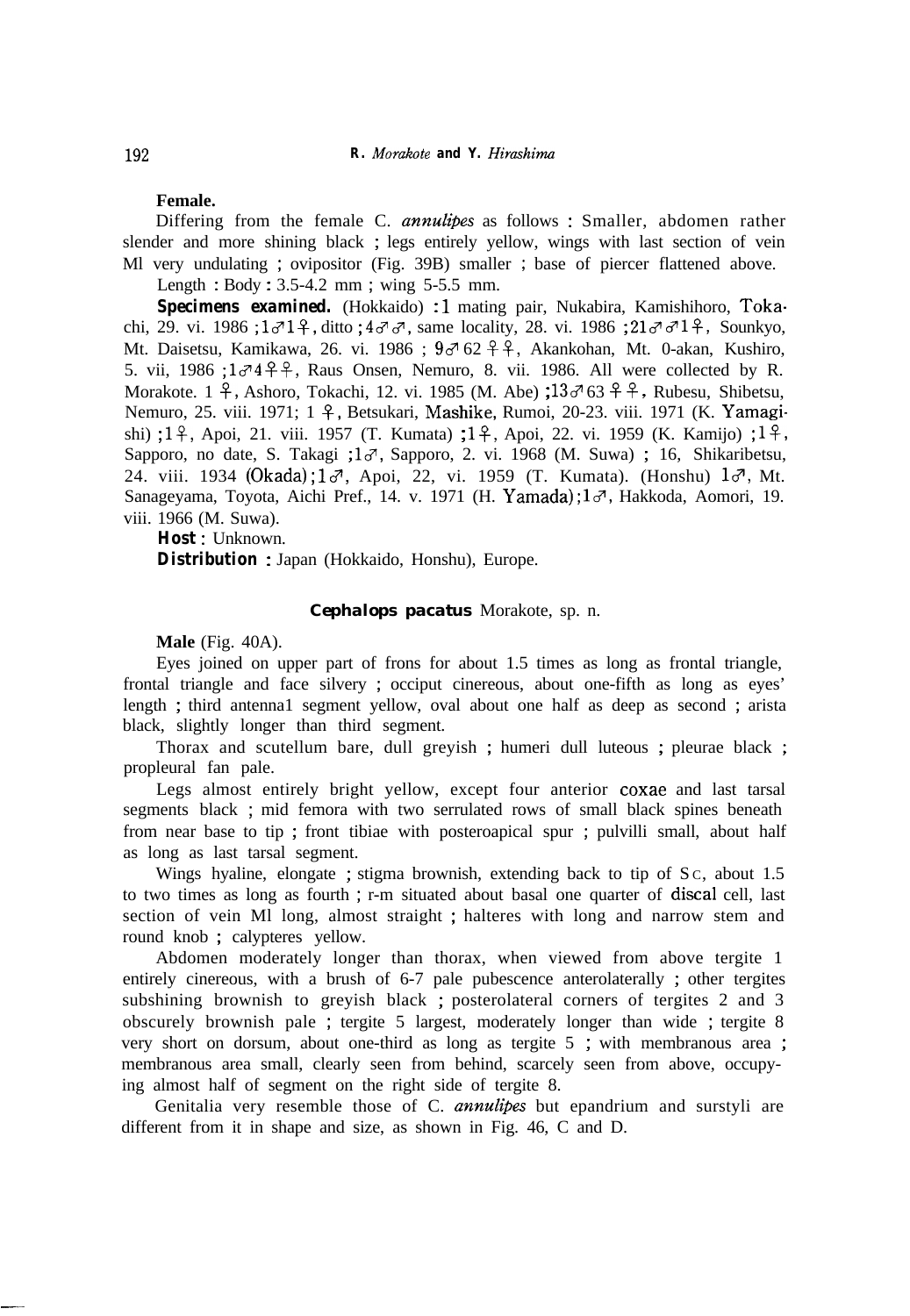**Female.**

Differing from the female C. *annulipes* as follows : Smaller, abdomen rather slender and more shining black ; legs entirely yellow, wings with last section of vein Ml very undulating ; ovipositor (Fig. 39B) smaller ; base of piercer flattened above.

Length : Body : 3.5-4.2 mm ; wing 5-5.5 mm.

**Specimens examined.** (Hokkaido) : 1 mating pair, Nukabira, Kamishihoro, Tokachi, 29. vi. 1986 ; 1♂1♀, ditto ; 4♂♂, same locality, 28. vi. 1986 ; 21♂♂1♀, Sounkyo, Mt. Daisetsu, Kamikawa, 26. vi. 1986 ; 9♂ 62♀♀, Akankohan, Mt. 0-akan, Kushiro, 5. vii, 1986 ; 1♂4♀♀, Raus Onsen, Nemuro, 8. vii. 1986. All were collected by R. Morakote. 1♀, Ashoro, Tokachi, 12. vi. 1985 (M. Abe) ; 13♂ 63♀♀, Rubesu, Shibetsu, Nemuro, 25. viii. 1971; 1♀, Betsukari, Mashike, Rumoi, 20-23. viii. 1971 (K. Yamagishi) ; 1♀, Apoi, 21. viii. 1957 (T. Kumata) ; 1♀, Apoi, 22. vi. 1959 (K. Kamijo) ; 1♀, Sapporo, no date, S. Takagi ; 1♂, Sapporo, 2. vi. 1968 (M. Suwa) ; 16, Shikaribetsu, 24. viii. 1934 (Okada) ; 1♂, Apoi, 22, vi. 1959 (T. Kumata). (Honshu) 1♂, Mt. Sanageyama, Toyota, Aichi Pref., 14. v. 1971 (H. Yamada) ; 1♂, Hakkoda, Aomori, 19. viii. 1966 (M. Suwa).

**Host** : Unknown.

**Distribution** : Japan (Hokkaido, Honshu), Europe.

### *Cephalops pacatus* Morakote, sp. n.

**Male** (Fig. 40A).

Eyes joined on upper part of frons for about 1.5 times as long as frontal triangle, frontal triangle and face silvery ; occiput cinereous, about one-fifth as long as eyes' length ; third antenna1 segment yellow, oval about one half as deep as second ; arista black, slightly longer than third segment.

Thorax and scutellum bare, dull greyish ; humeri dull luteous ; pleurae black ; propleural fan pale.

Legs almost entirely bright yellow, except four anterior coxae and last tarsal segments black ; mid femora with two serrulated rows of small black spines beneath from near base to tip ; front tibiae with posteroapical spur ; pulvilli small, about half as long as last tarsal segment.

Wings hyaline, elongate ; stigma brownish, extending back to tip of Sc, about 1.5 to two times as long as fourth ; r-m situated about basal one quarter of discal cell, last section of vein Ml long, almost straight ; halteres with long and narrow stem and round knob ; calypteres yellow.

Abdomen moderately longer than thorax, when viewed from above tergite 1 entirely cinereous, with a brush of 6-7 pale pubescence anterolaterally ; other tergites subshining brownish to greyish black ; posterolateral corners of tergites 2 and 3 obscurely brownish pale ; tergite 5 largest, moderately longer than wide ; tergite 8 very short on dorsum, about one-third as long as tergite 5 ; with membranous area ; membranous area small, clearly seen from behind, scarcely seen from above, occupying almost half of segment on the right side of tergite 8.

Genitalia very resemble those of C. *annulipes* but epandrium and surstyli are different from it in shape and size, as shown in Fig. 46, C and D.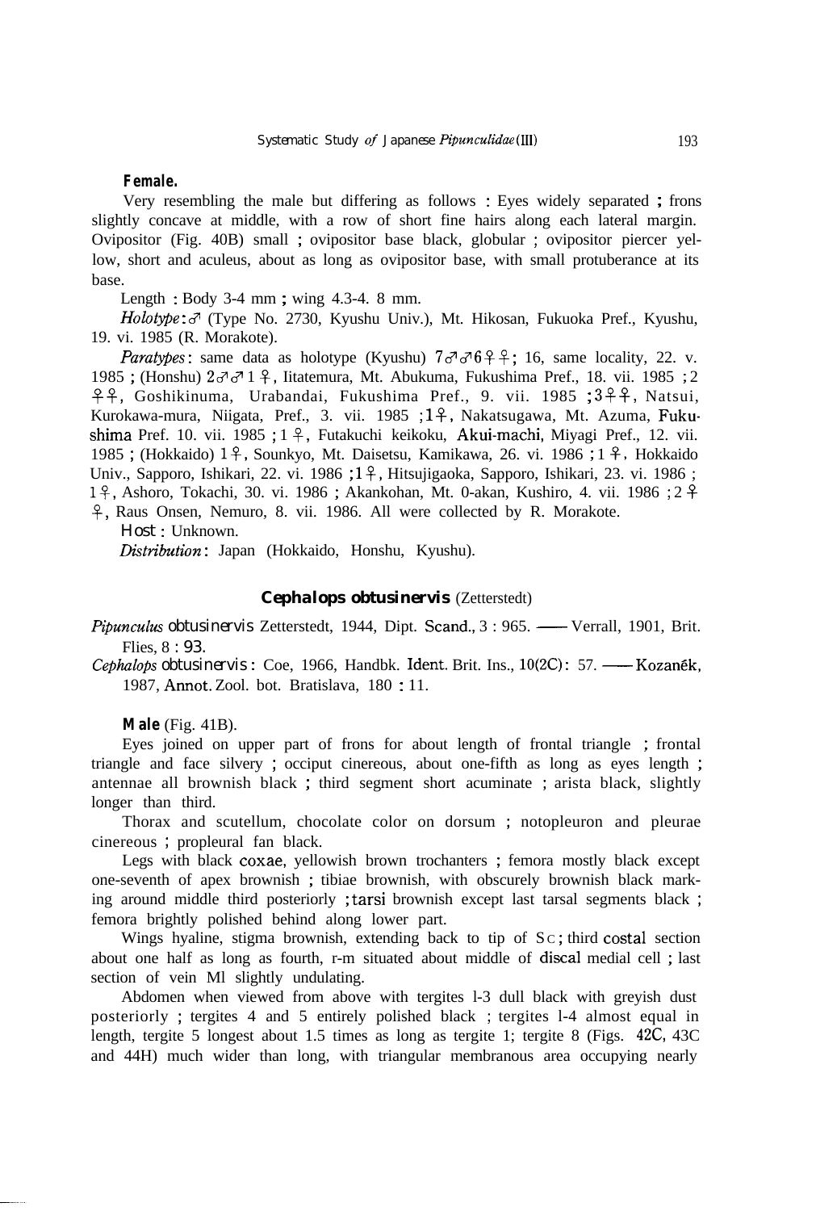**Female.**

Very resembling the male but differing as follows : Eyes widely separated ; frons slightly concave at middle, with a row of short fine hairs along each lateral margin. Ovipositor (Fig. 40B) small ; ovipositor base black, globular ; ovipositor piercer yellow, short and aculeus, about as long as ovipositor base, with small protuberance at its base.

Length : Body 3-4 mm ; wing 4.3-4. 8 mm.

*Holotype* : ♂ (Type No. 2730, Kyushu Univ.), Mt. Hikosan, Fukuoka Pref., Kyushu, 19. vi. 1985 (R. Morakote).

*Paratypes* : same data as holotype (Kyushu) 7♂♂6♀♀; 16, same locality, 22. v. 1985 ; (Honshu) 2♂♂1♀, Iitatemura, Mt. Abukuma, Fukushima Pref., 18. vii. 1985 ; 2♀♀, Goshikinuma, Urabandai, Fukushima Pref., 9. vii. 1985 ; 3♀♀, Natsui, Kurokawa-mura, Niigata, Pref., 3. vii. 1985 ; 1♀, Nakatsugawa, Mt. Azuma, Fukushima Pref. 10. vii. 1985 ; 1♀, Futakuchi keikoku, Akui-machi, Miyagi Pref., 12. vii. 1985 ; (Hokkaido) 1♀, Sounkyo, Mt. Daisetsu, Kamikawa, 26. vi. 1986 ; 1♀, Hokkaido Univ., Sapporo, Ishikari, 22. vi. 1986 ; 1♀, Hitsujigaoka, Sapporo, Ishikari, 23. vi. 1986 ; 1♀, Ashoro, Tokachi, 30. vi. 1986 ; Akankohan, Mt. 0-akan, Kushiro, 4. vii. 1986 ; 2♀♀, Raus Onsen, Nemuro, 8. vii. 1986. All were collected by R. Morakote.

Host : Unknown.

*Distribution* : Japan (Hokkaido, Honshu, Kyushu).

## **Cephalops obtusinervis** (Zetterstedt)

*Pipunculus* obtusinervis Zetterstedt, 1944, Dipt. Scand., 3 : 965. —— Verrall, 1901, Brit. Flies, 8 : 93.

*Cephalops* obtusinervis : Coe, 1966, Handbk. Ident. Brit. Ins., 10(2C) : 57. —— Kozanék, 1987, Annot. Zool. bot. Bratislava, 180 : 11.

**Male** (Fig. 41B).

Eyes joined on upper part of frons for about length of frontal triangle ; frontal triangle and face silvery ; occiput cinereous, about one-fifth as long as eyes length ; antennae all brownish black ; third segment short acuminate ; arista black, slightly longer than third.

Thorax and scutellum, chocolate color on dorsum ; notopleuron and pleurae cinereous ; propleural fan black.

Legs with black coxae, yellowish brown trochanters ; femora mostly black except one-seventh of apex brownish ; tibiae brownish, with obscurely brownish black marking around middle third posteriorly ; tarsi brownish except last tarsal segments black ; femora brightly polished behind along lower part.

Wings hyaline, stigma brownish, extending back to tip of Sc ; third costal section about one half as long as fourth, r-m situated about middle of discal medial cell ; last section of vein Ml slightly undulating.

Abdomen when viewed from above with tergites l-3 dull black with greyish dust posteriorly ; tergites 4 and 5 entirely polished black ; tergites l-4 almost equal in length, tergite 5 longest about 1.5 times as long as tergite 1; tergite 8 (Figs. 42C, 43C and 44H) much wider than long, with triangular membranous area occupying nearly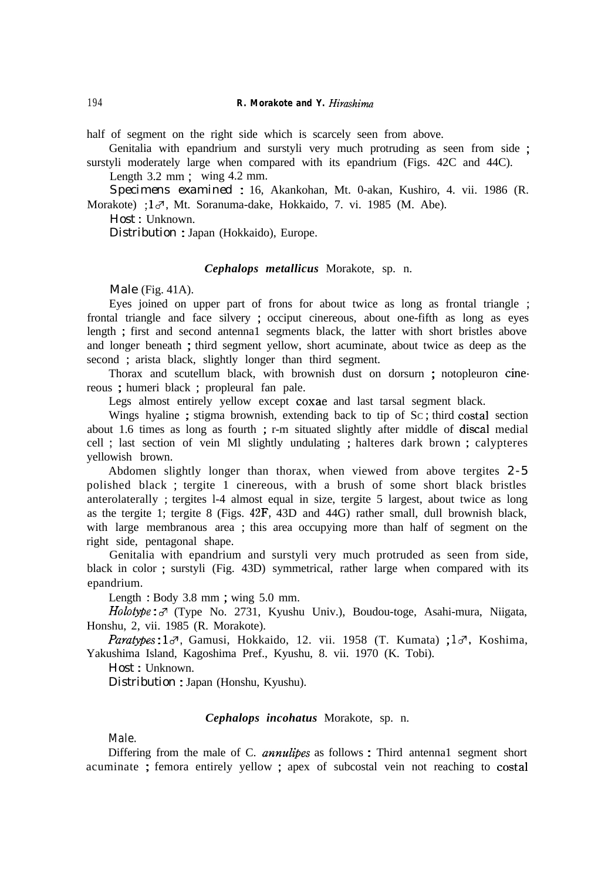half of segment on the right side which is scarcely seen from above.

Genitalia with epandrium and surstyli very much protruding as seen from side ; surstyli moderately large when compared with its epandrium (Figs. 42C and 44C).

Length 3.2 mm ; wing 4.2 mm.

*Specimens examined* : 1♂, Akankohan, Mt. O-akan, Kushiro, 4. vii. 1986 (R. Morakote) ; 1♂, Mt. Soranuma-dake, Hokkaido, 7. vi. 1985 (M. Abe).

*Host* : Unknown.

*Distribution* : Japan (Hokkaido), Europe.

### *Cephalops metallicus* Morakote, sp. n.

*Male* (Fig. 41A).

Eyes joined on upper part of frons for about twice as long as frontal triangle ; frontal triangle and face silvery ; occiput cinereous, about one-fifth as long as eyes length ; first and second antennal segments black, the latter with short bristles above and longer beneath ; third segment yellow, short acuminate, about twice as deep as the second ; arista black, slightly longer than third segment.

Thorax and scutellum black, with brownish dust on dorsum ; notopleuron cinereous ; humeri black ; propleural fan pale.

Legs almost entirely yellow except coxae and last tarsal segment black.

Wings hyaline ; stigma brownish, extending back to tip of Sc ; third costal section about 1.6 times as long as fourth ; r-m situated slightly after middle of discal medial cell ; last section of vein M1 slightly undulating ; halteres dark brown ; calypteres yellowish brown.

Abdomen slightly longer than thorax, when viewed from above tergites 2-5 polished black ; tergite 1 cinereous, with a brush of some short black bristles anterolaterally ; tergites 1-4 almost equal in size, tergite 5 largest, about twice as long as the tergite 1; tergite 8 (Figs. 42F, 43D and 44G) rather small, dull brownish black, with large membranous area ; this area occupying more than half of segment on the right side, pentagonal shape.

Genitalia with epandrium and surstyli very much protruded as seen from side, black in color ; surstyli (Fig. 43D) symmetrical, rather large when compared with its epandrium.

Length : Body 3.8 mm ; wing 5.0 mm.

*Holotype* : ♂ (Type No. 2731, Kyushu Univ.), Boudou-toge, Asahi-mura, Niigata, Honshu, 2, vii. 1985 (R. Morakote).

*Paratypes* : 1♂, Gamusi, Hokkaido, 12. vii. 1958 (T. Kumata) ; 1♂, Koshima, Yakushima Island, Kagoshima Pref., Kyushu, 8. vii. 1970 (K. Tobi).

*Host* : Unknown.

*Distribution* : Japan (Honshu, Kyushu).

### *Cephalops incohatus* Morakote, sp. n.

*Male*.

Differing from the male of C. *annulipes* as follows : Third antennal segment short acuminate ; femora entirely yellow ; apex of subcostal vein not reaching to costal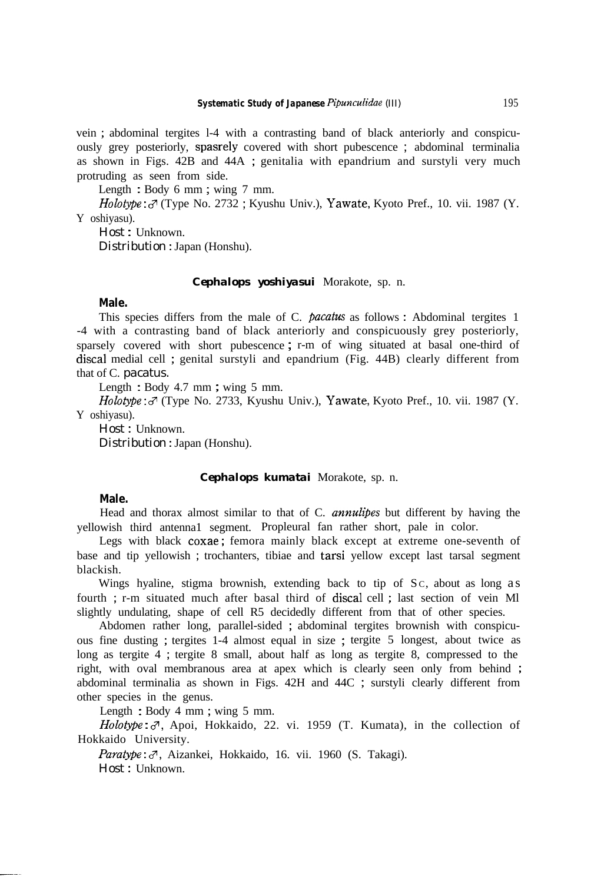vein ; abdominal tergites l-4 with a contrasting band of black anteriorly and conspicuously grey posteriorly, spasrely covered with short pubescence ; abdominal terminalia as shown in Figs. 42B and 44A ; genitalia with epandrium and surstyli very much protruding as seen from side.

Length : Body 6 mm ; wing 7 mm.

*Holotype* : ♂ (Type No. 2732 ; Kyushu Univ.), Yawate, Kyoto Pref., 10. vii. 1987 (Y. Y oshiyasu).

Host : Unknown.

Distribution : Japan (Honshu).

### *Cephalops yoshiyasui* Morakote, sp. n.

**Male.**

This species differs from the male of C. *pacatus* as follows : Abdominal tergites 1 -4 with a contrasting band of black anteriorly and conspicuously grey posteriorly, sparsely covered with short pubescence ; r-m of wing situated at basal one-third of discal medial cell ; genital surstyli and epandrium (Fig. 44B) clearly different from that of C. *pacatus*.

Length : Body 4.7 mm ; wing 5 mm.

*Holotype* : ♂ (Type No. 2733, Kyushu Univ.), Yawate, Kyoto Pref., 10. vii. 1987 (Y. Y oshiyasu).

Host : Unknown.

Distribution : Japan (Honshu).

### *Cephalops kumatai* Morakote, sp. n.

**Male.**

Head and thorax almost similar to that of C. *annulipes* but different by having the yellowish third antenna1 segment. Propleural fan rather short, pale in color.

Legs with black coxae ; femora mainly black except at extreme one-seventh of base and tip yellowish ; trochanters, tibiae and tarsi yellow except last tarsal segment blackish.

Wings hyaline, stigma brownish, extending back to tip of Sc, about as long as fourth ; r-m situated much after basal third of discal cell ; last section of vein Ml slightly undulating, shape of cell R5 decidedly different from that of other species.

Abdomen rather long, parallel-sided ; abdominal tergites brownish with conspicuous fine dusting ; tergites 1-4 almost equal in size ; tergite 5 longest, about twice as long as tergite 4 ; tergite 8 small, about half as long as tergite 8, compressed to the right, with oval membranous area at apex which is clearly seen only from behind ; abdominal terminalia as shown in Figs. 42H and 44C ; surstyli clearly different from other species in the genus.

Length : Body 4 mm ; wing 5 mm.

*Holotype* : ♂, Apoi, Hokkaido, 22. vi. 1959 (T. Kumata), in the collection of Hokkaido University.

*Paratype* : ♂, Aizankei, Hokkaido, 16. vii. 1960 (S. Takagi).

Host : Unknown.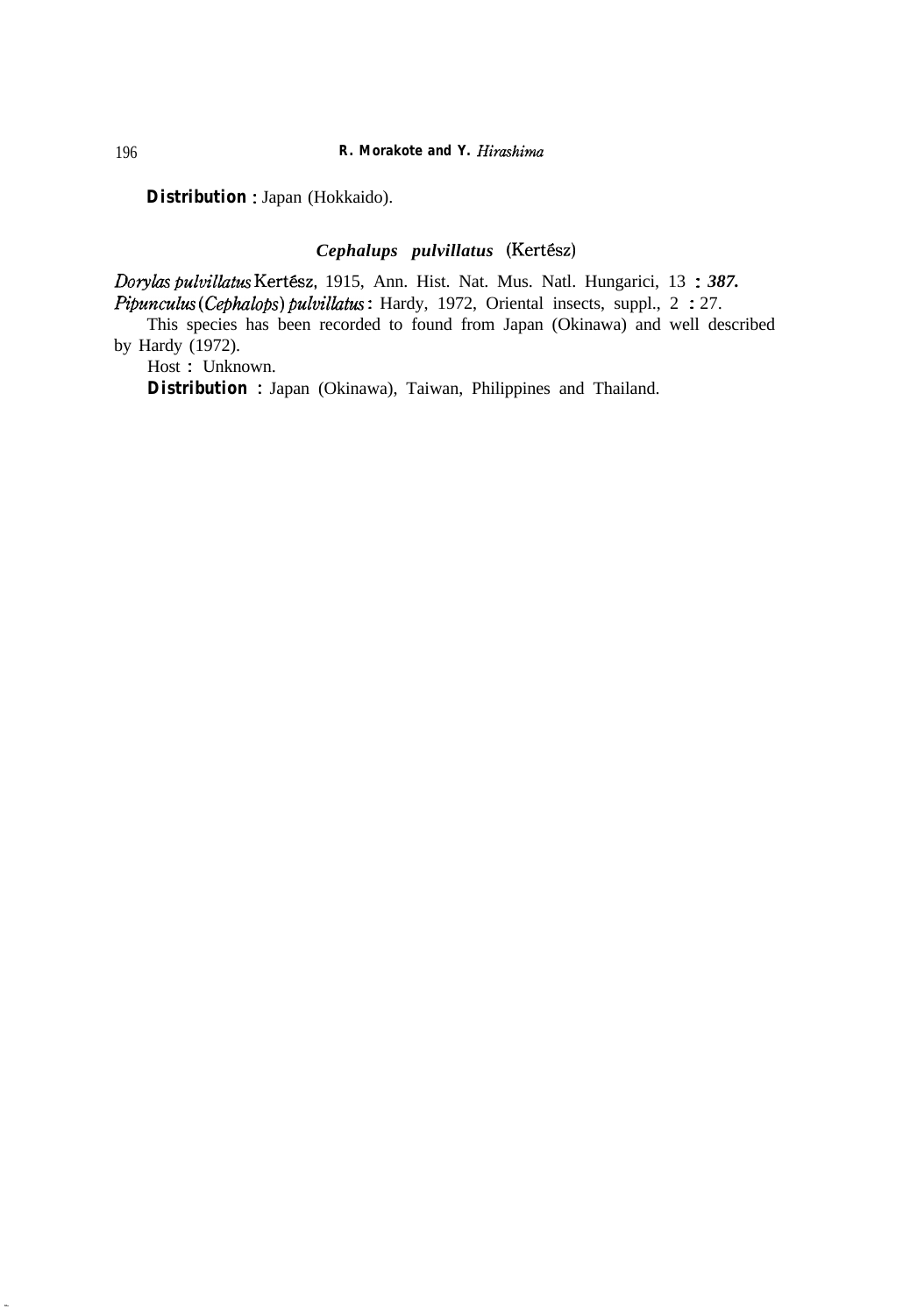**Distribution** : Japan (Hokkaido).

### *Cephalups pulvillatus* (Kertész)

*Dorylas pulvillatus* Kertész, 1915, Ann. Hist. Nat. Mus. Natl. Hungarici, 13 : *387.*
*Pipunculus* (*Cephalops*) *pulvillatus* : Hardy, 1972, Oriental insects, suppl., 2 : 27.

This species has been recorded to found from Japan (Okinawa) and well described by Hardy (1972).

Host : Unknown.

**Distribution** : Japan (Okinawa), Taiwan, Philippines and Thailand.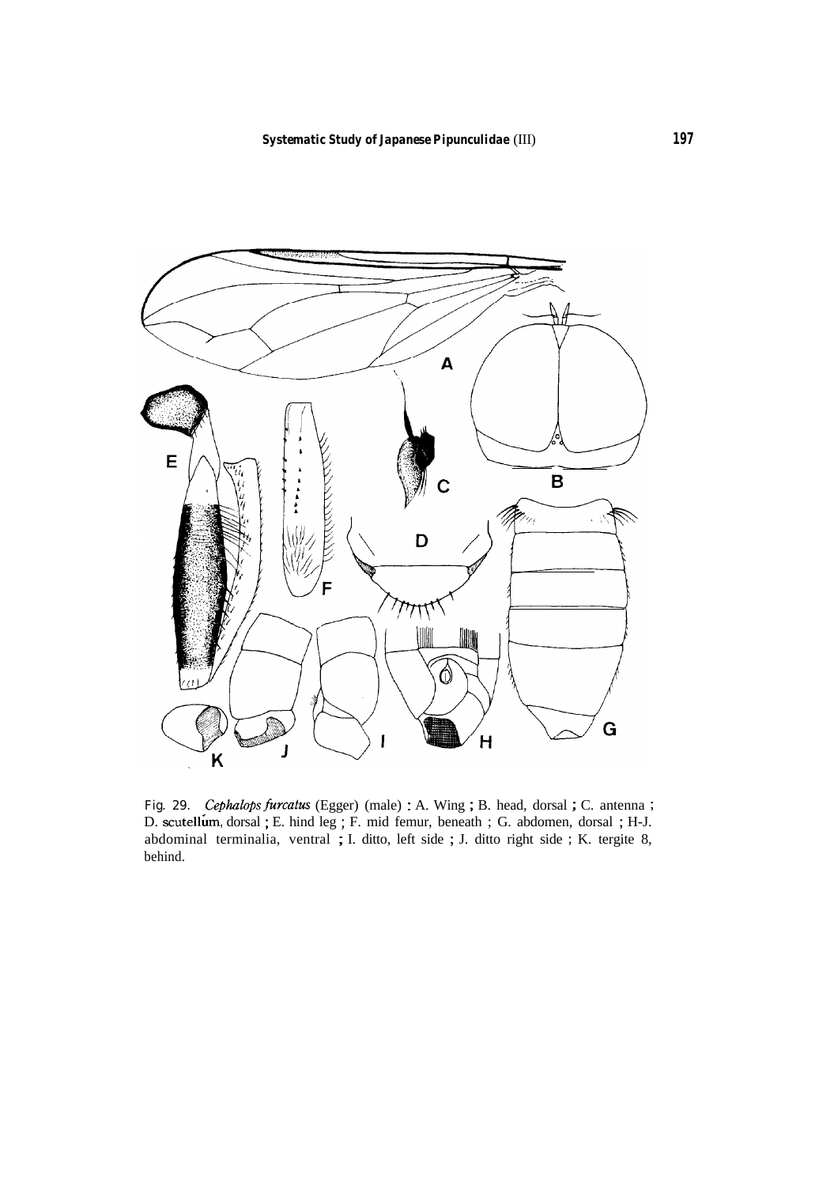Fig. 29. *Cephalops furcatus* (Egger) (male) : A. Wing ; B. head, dorsal ; C. antenna ; D. scutellum, dorsal ; E. hind leg ; F. mid femur, beneath ; G. abdomen, dorsal ; H-J. abdominal terminalia, ventral ; I. ditto, left side ; J. ditto right side ; K. tergite 8, behind.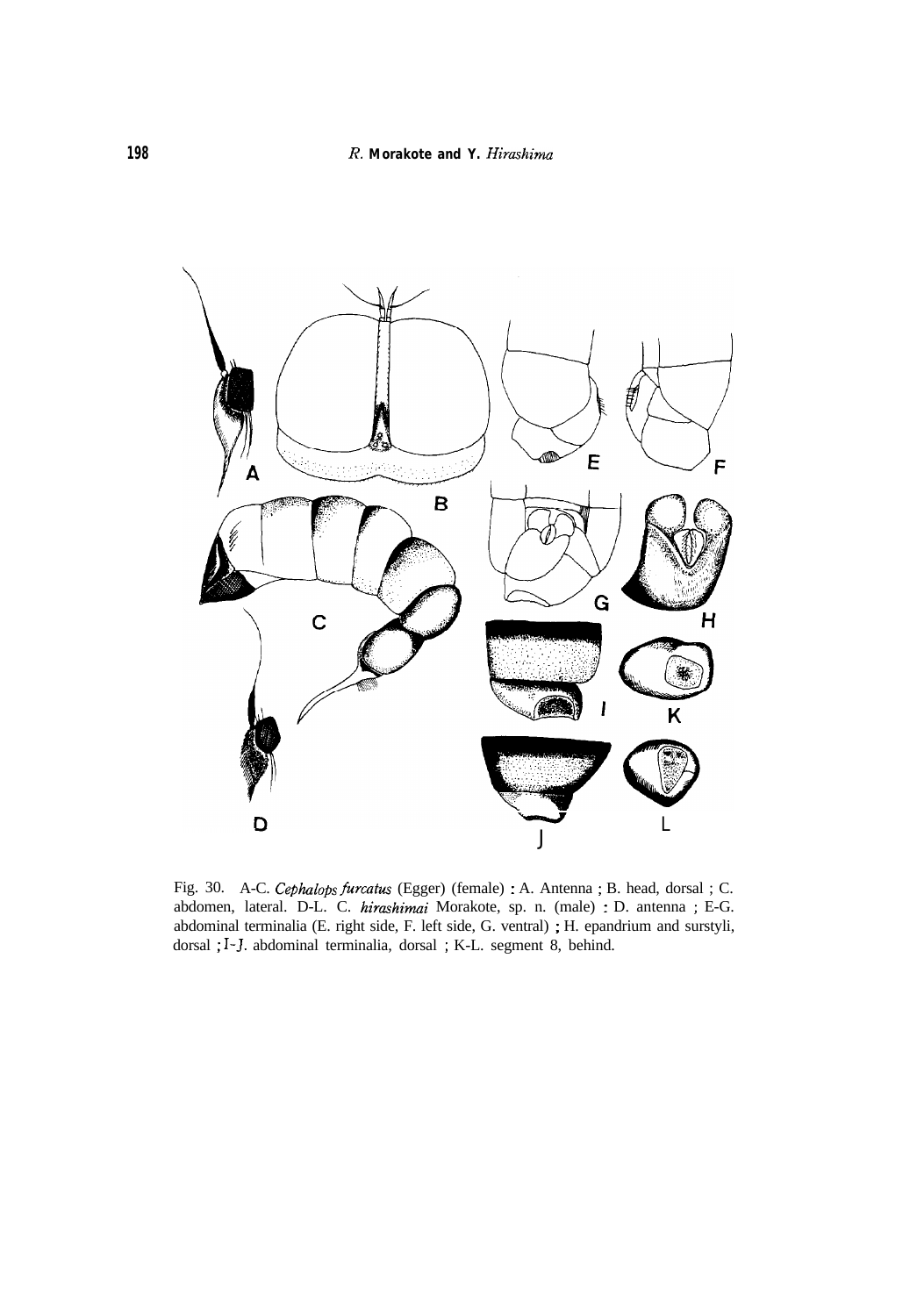Fig. 30. A-C. *Cephalops furcatus* (Egger) (female) : A. Antenna ; B. head, dorsal ; C. abdomen, lateral. D-L. C. *hirashimai* Morakote, sp. n. (male) : D. antenna ; E-G. abdominal terminalia (E. right side, F. left side, G. ventral) ; H. epandrium and surstyli, dorsal ; I-J. abdominal terminalia, dorsal ; K-L. segment 8, behind.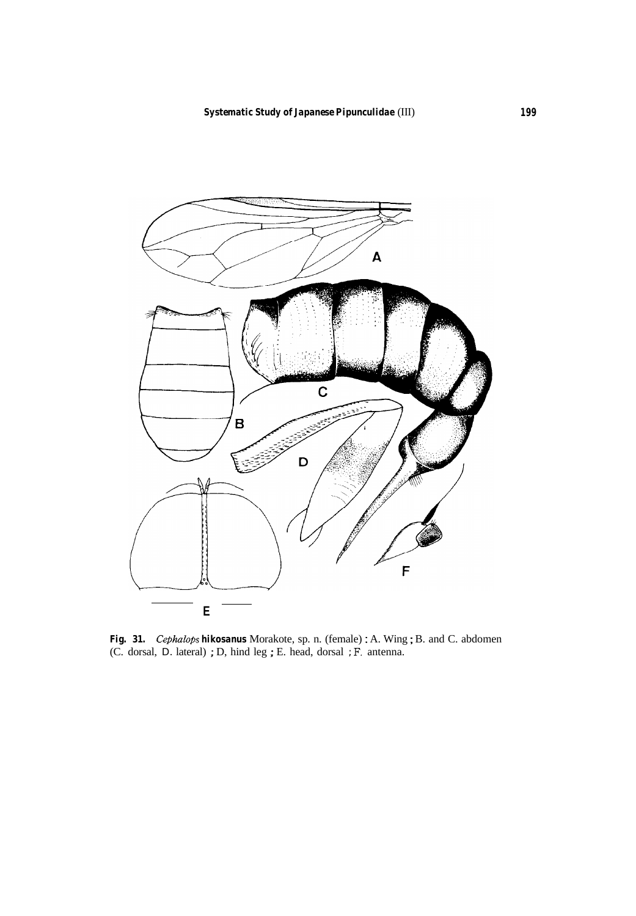**Fig. 31.** *Cephalops* **hikosanus** Morakote, sp. n. (female) : A. Wing ; B. and C. abdomen (C. dorsal, D. lateral) ; D, hind leg ; E. head, dorsal ; F. antenna.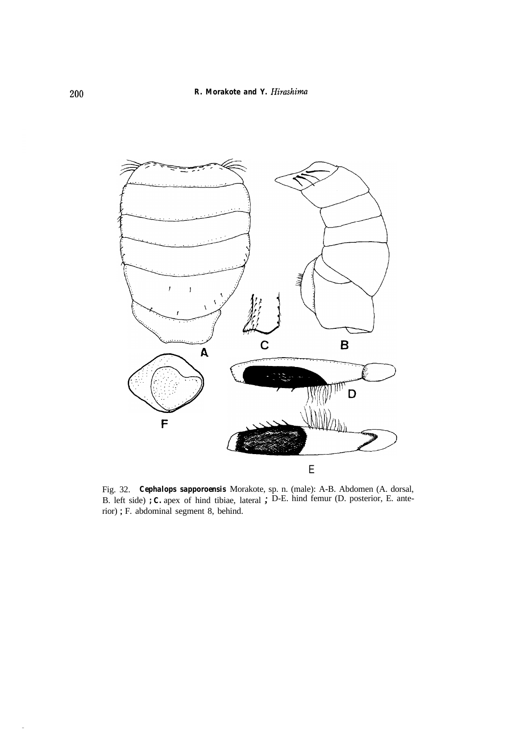Fig. 32. **Cephalops sapporoensis** Morakote, sp. n. (male): A-B. Abdomen (A. dorsal, B. left side) ; C. apex of hind tibiae, lateral ; D-E. hind femur (D. posterior, E. anterior) ; F. abdominal segment 8, behind.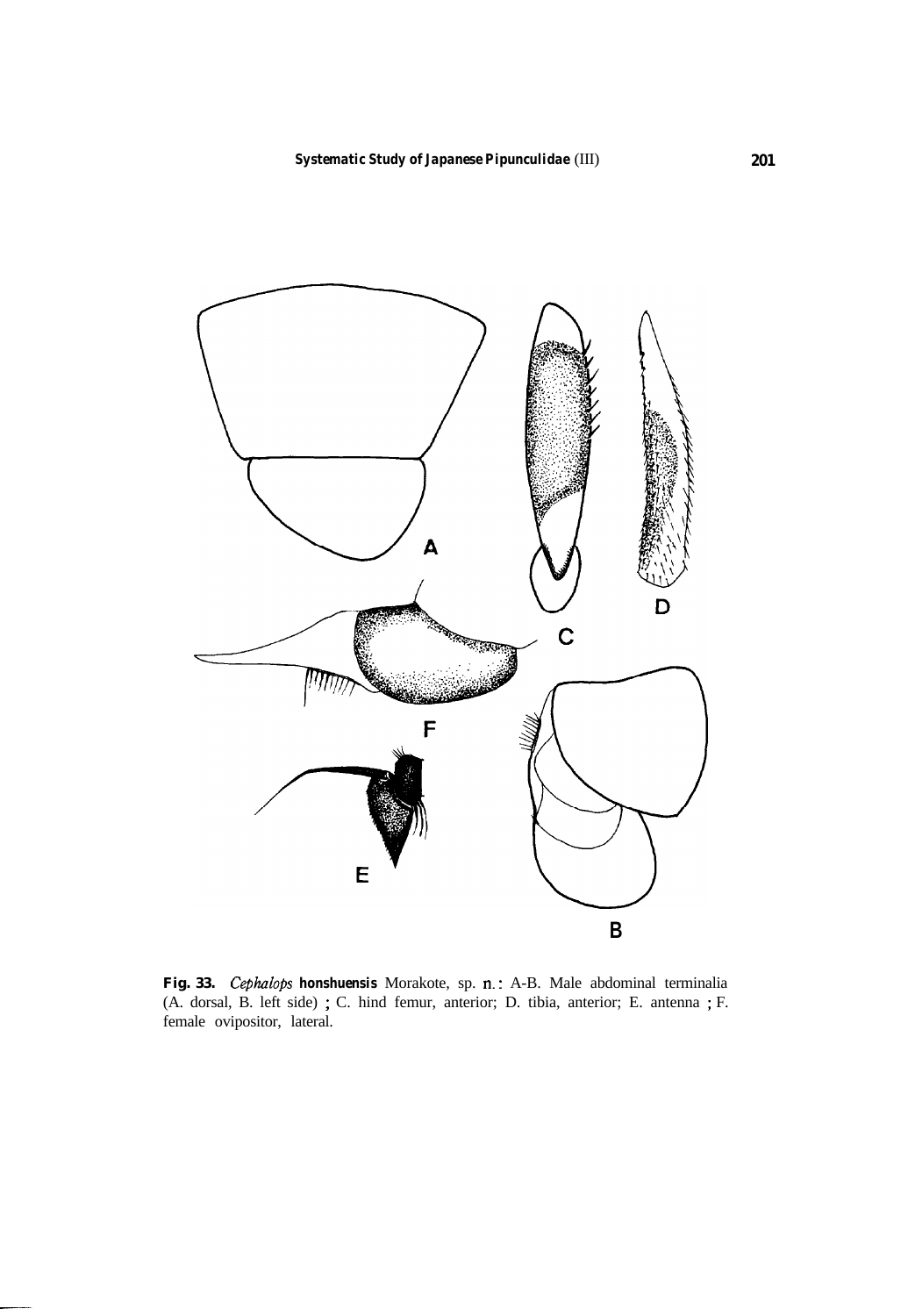**Fig. 33.** *Cephalops* **honshuensis** Morakote, sp. n.: A-B. Male abdominal terminalia (A. dorsal, B. left side) ; C. hind femur, anterior; D. tibia, anterior; E. antenna ; F. female ovipositor, lateral.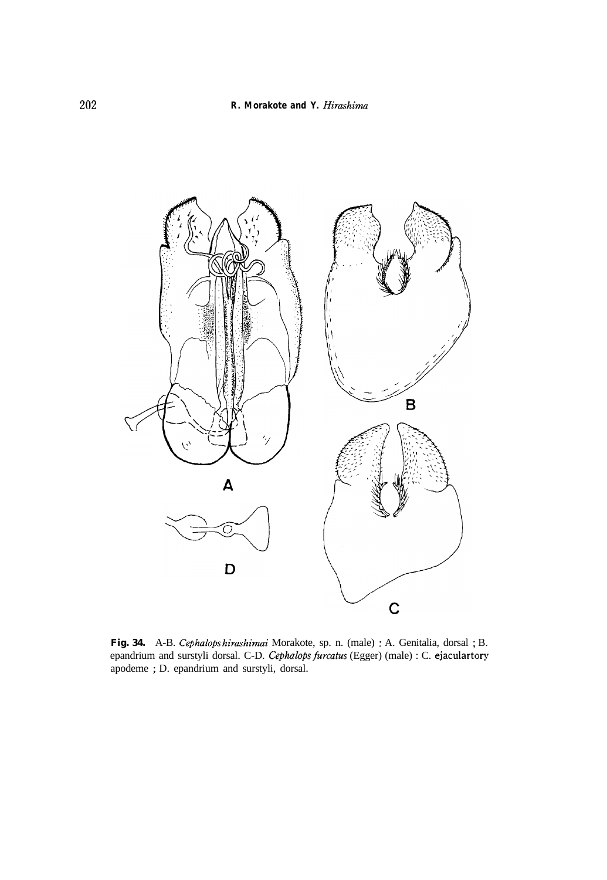**Fig. 34.** A-B. *Cephalops hirashimai* Morakote, sp. n. (male) : A. Genitalia, dorsal ; B. epandrium and surstyli dorsal. C-D. *Cephalops furcatus* (Egger) (male) : C. ejaculartory apodeme ; D. epandrium and surstyli, dorsal.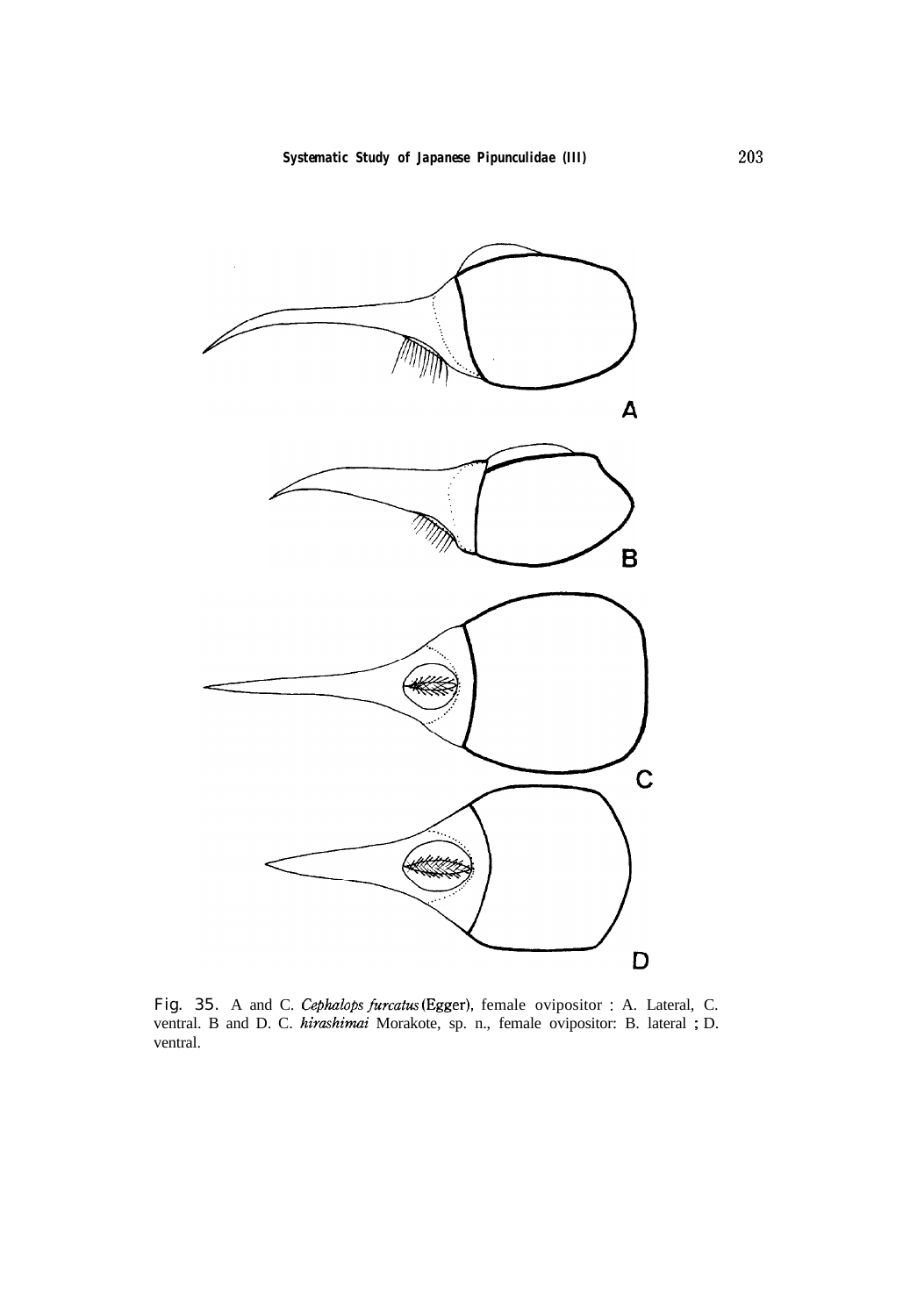Fig. 35. A and C. *Cephalops furcatus* (Egger), female ovipositor : A. Lateral, C. ventral. B and D. C. *hirashimai* Morakote, sp. n., female ovipositor: B. lateral ; D. ventral.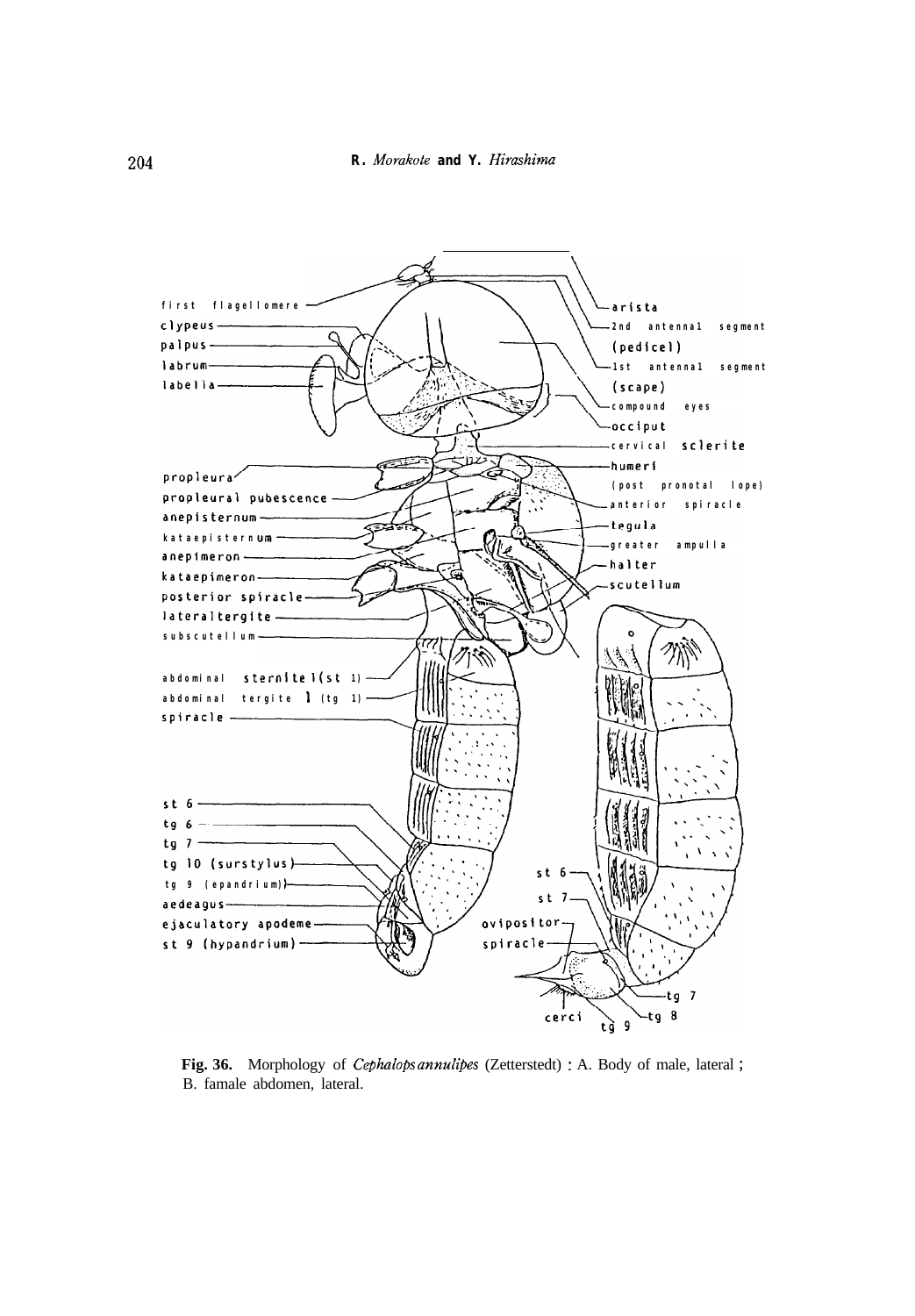first flagellomere

clypeus

palpus

labrum

labella

arista

2nd antennal segment (pedicel)

1st antennal segment (scape)

compound eyes

occiput

cervical sclerite

propleura

propleural pubescence

anepisternum

katepisternum

anepimeron

kataepimeron

posterior spiracle

lateraltergite

subscutellum

humeri (post pronotal lope)

anterior spiracle

tegula

greater ampulla

halter

scutellum

abdominal sternite 1(st 1)

abdominal tergite 1 (tg 1)

spiracle

st 6

tg 6

tg 7

tg 10 (surstylus)

tg 9 (epandrium)

aedeagus

ejaculatory apodeme

st 9 (hypandrium)

st 6

st 7

ovipositor

spiracle

cerci

tg 9

tg 8

tg 7

**Fig. 36.** Morphology of *Cephalops annulipes* (Zetterstedt) : A. Body of male, lateral ; B. famale abdomen, lateral.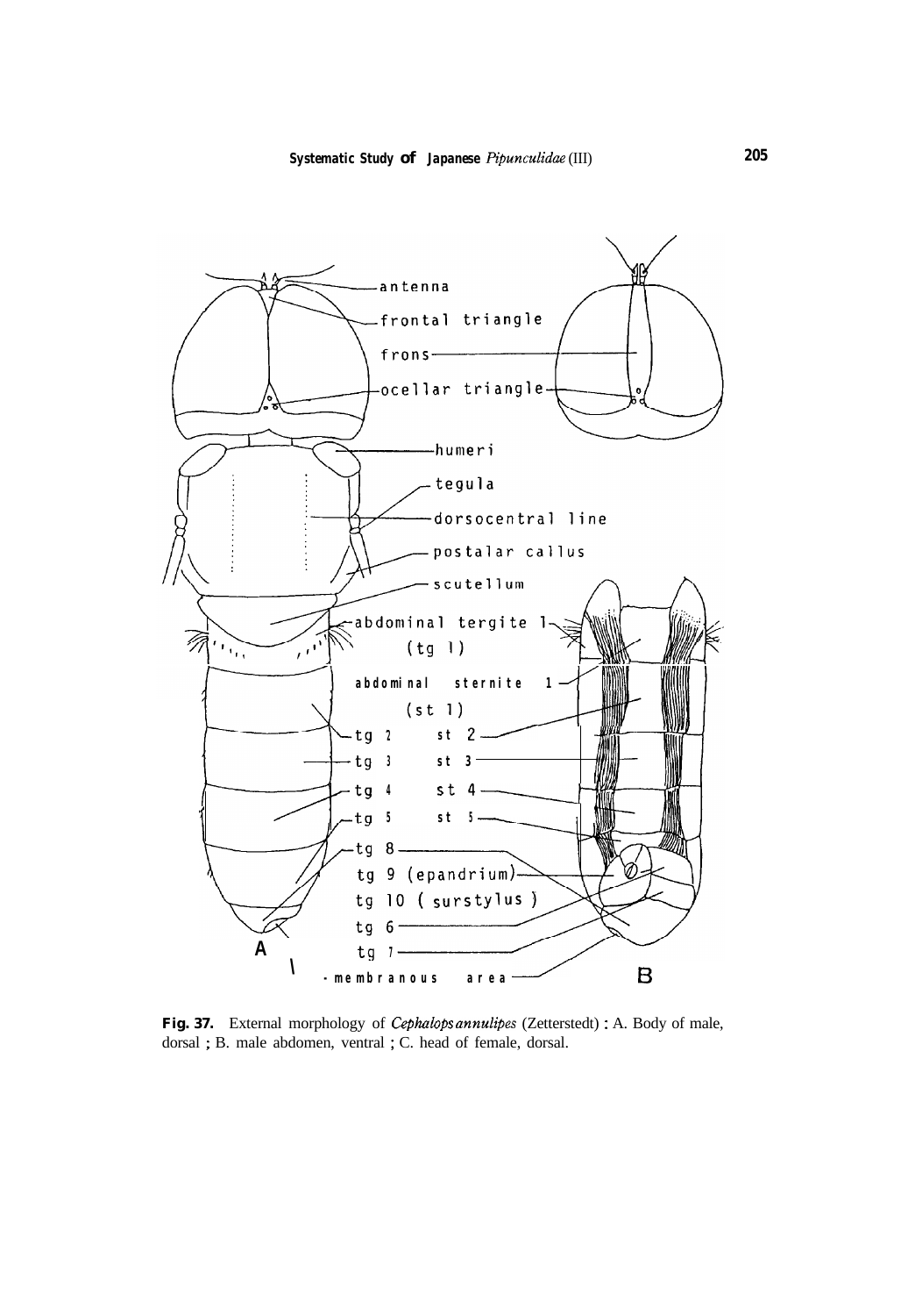**Fig. 37.** External morphology of *Cephalops annulipes* (Zetterstedt) : A. Body of male, dorsal ; B. male abdomen, ventral ; C. head of female, dorsal.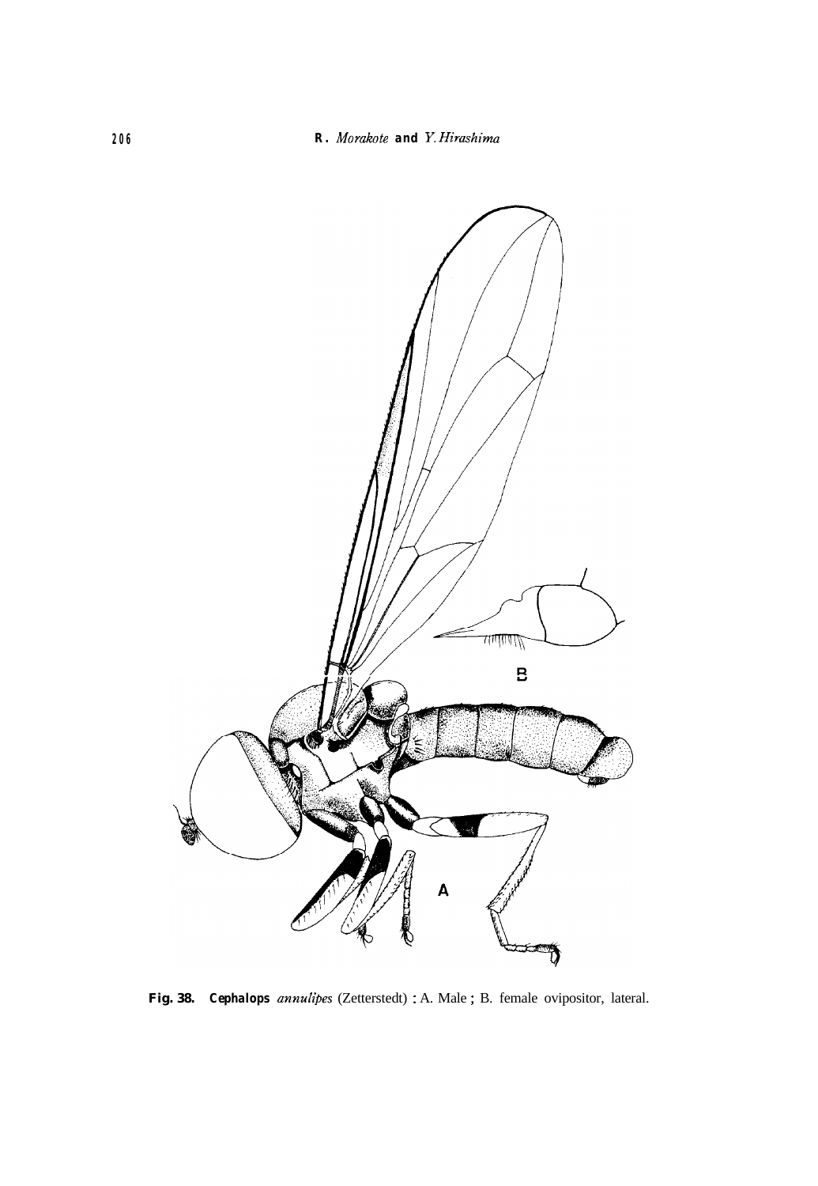**Fig. 38.** ***Cephalops annulipes*** (Zetterstedt) : A. Male ; B. female ovipositor, lateral.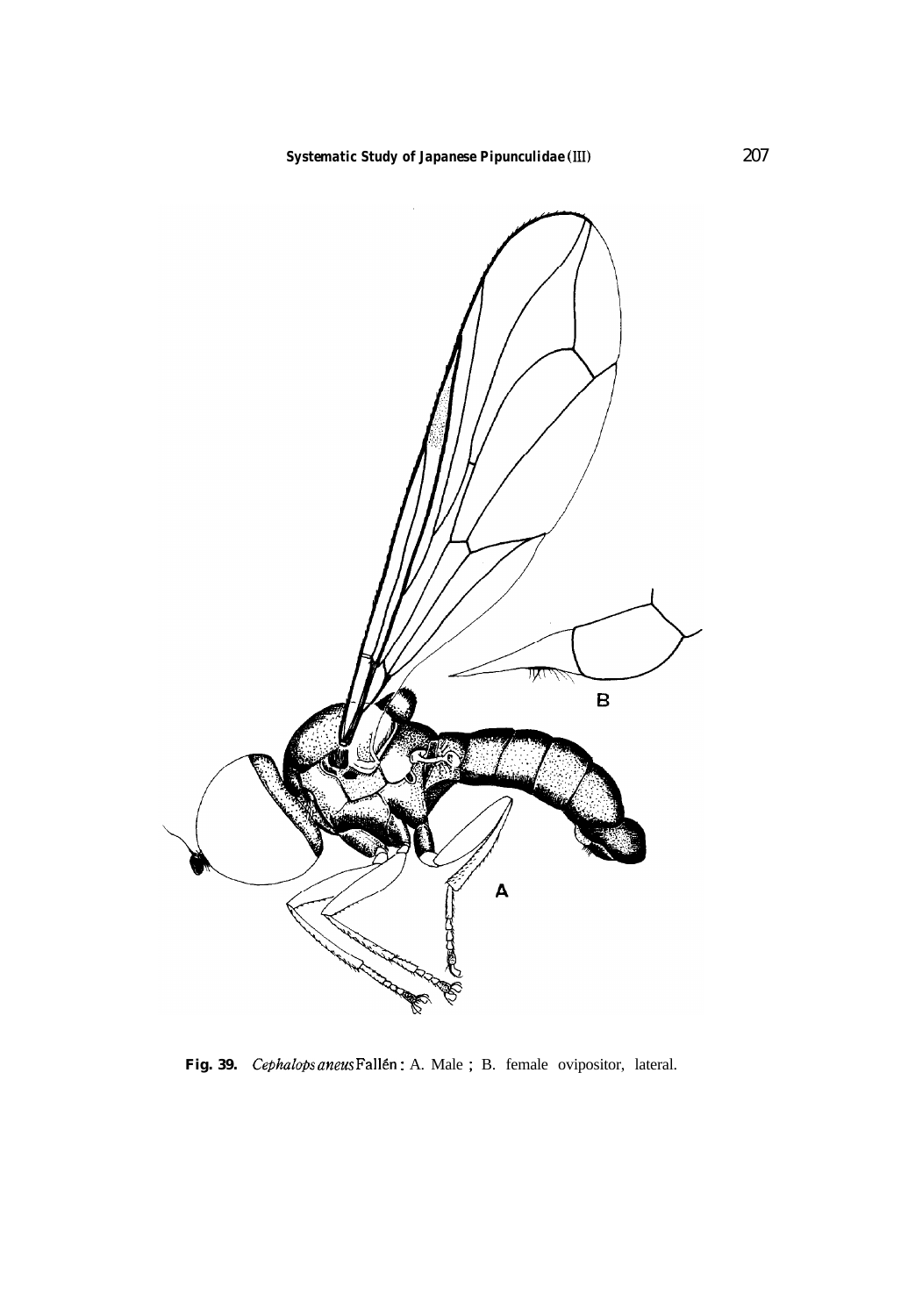**Fig. 39.** *Cephalops aneus* Fallén: A. Male ; B. female ovipositor, lateral.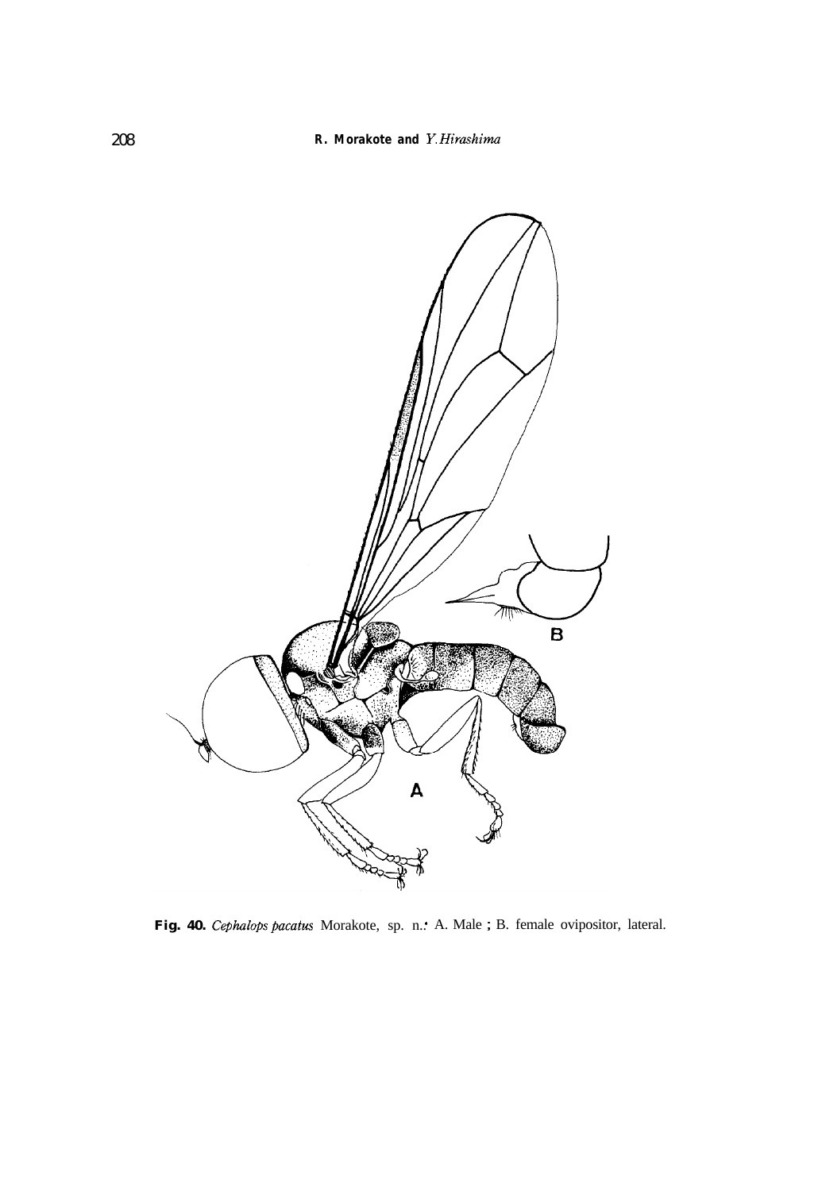**Fig. 40.** *Cephalops pacatus* Morakote, sp. n.: A. Male ; B. female ovipositor, lateral.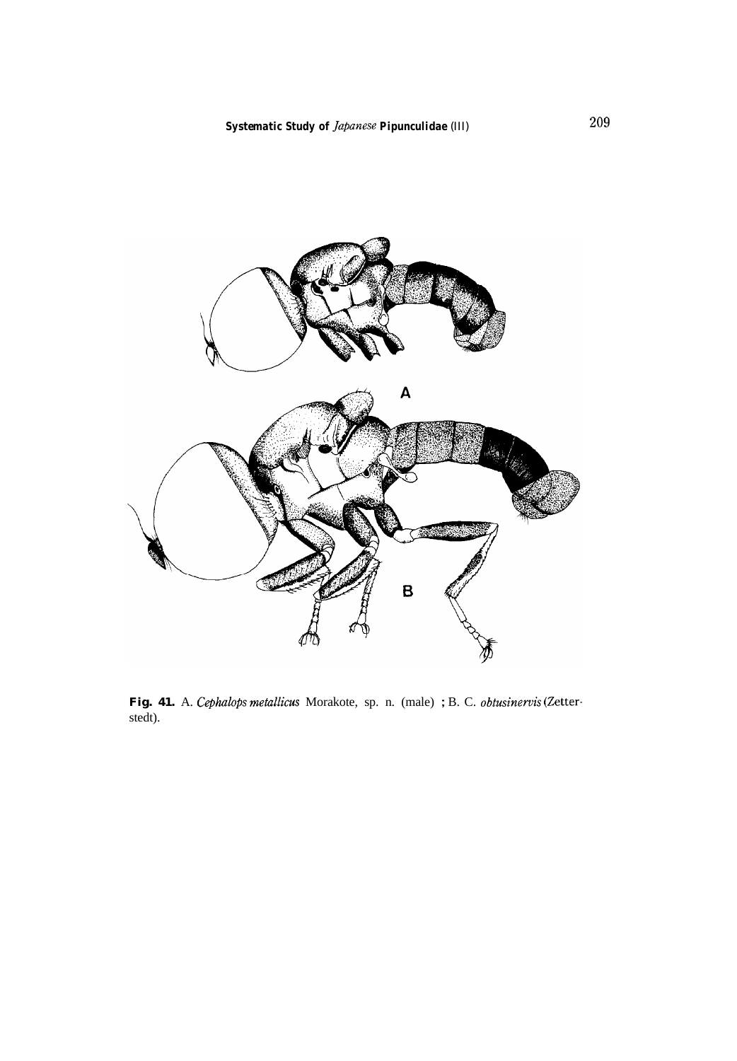Fig. 41. A. *Cephalops metallicus* Morakote, sp. n. (male) ; B. C. *obtusinervis* (Zetterstedt).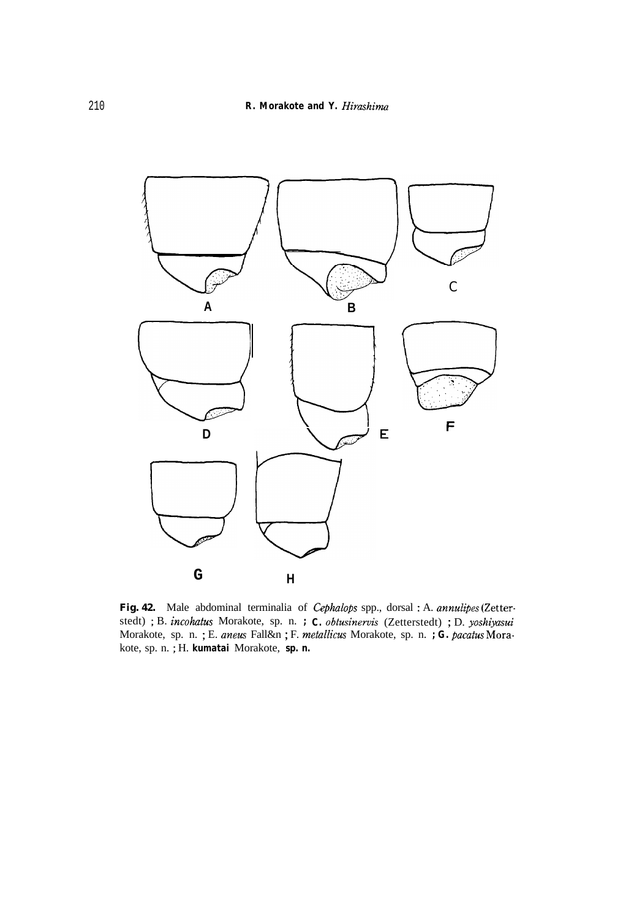**Fig. 42.** Male abdominal terminalia of *Cephalops* spp., dorsal : A. *annulipes* (Zetterstedt) ; B. *incohatus* Morakote, sp. n. ; C. *obtusinervis* (Zetterstedt) ; D. *yoshiyasui* Morakote, sp. n. ; E. *aneus* Fall&n ; F. *metallicus* Morakote, sp. n. ; G. *pacatus* Morakote, sp. n. ; H. **kumatai** Morakote, **sp. n.**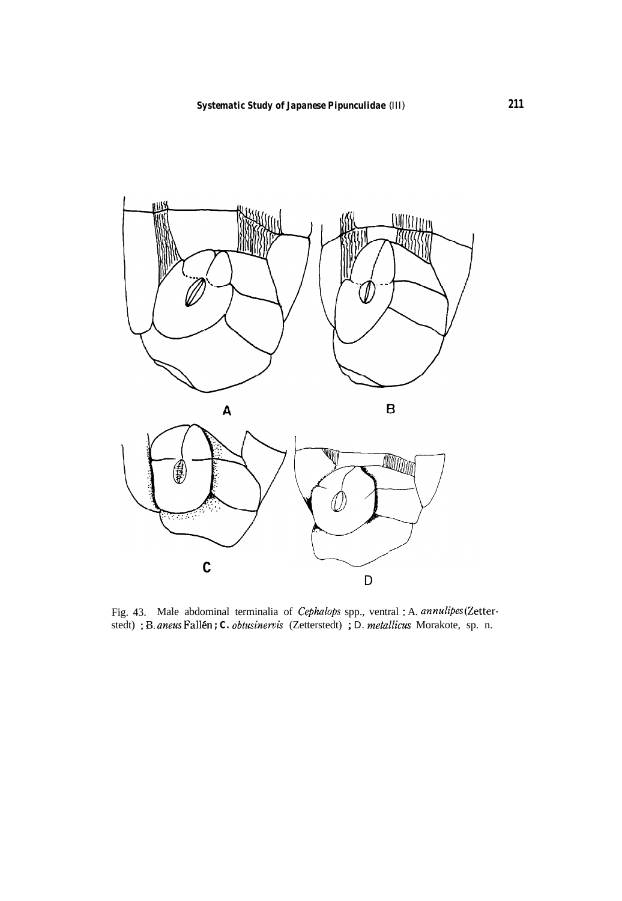Fig. 43. Male abdominal terminalia of *Cephalops* spp., ventral : A. *annulipes* (Zetterstedt) ; B. *aneus* Fallén ; C. *obtusinervis* (Zetterstedt) ; D. *metallicus* Morakote, sp. n.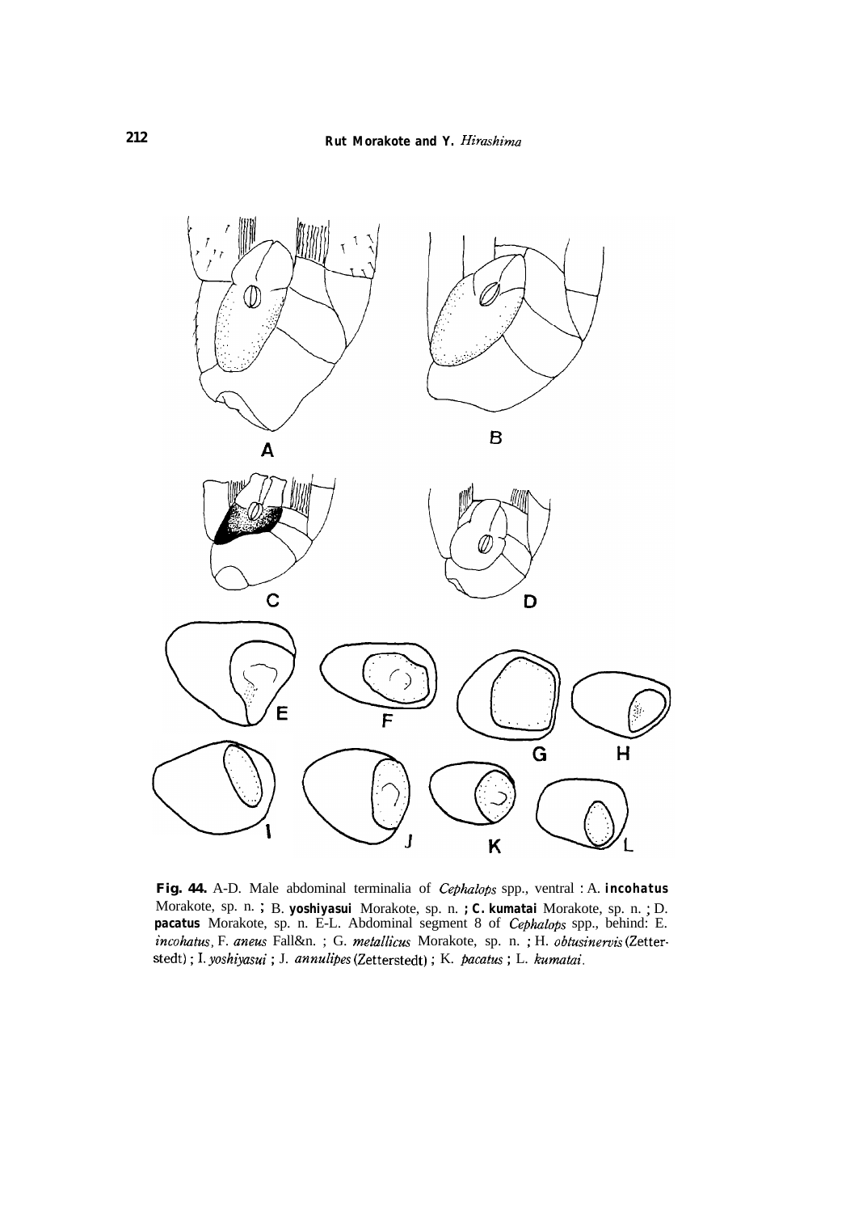**Fig. 44.** A-D. Male abdominal terminalia of *Cephalops* spp., ventral : A. **incohatus** Morakote, sp. n. ; B. **yoshiyasui** Morakote, sp. n. ; **C. kumatai** Morakote, sp. n. ; D. **pacatus** Morakote, sp. n. E-L. Abdominal segment 8 of *Cephalops* spp., behind: E. *incohatus*, F. *aneus* Fall&n. ; G. *metallicus* Morakote, sp. n. ; H. *obtusinervis* (Zetterstedt) ; I. *yoshiyasui* ; J. *annulipes* (Zetterstedt) ; K. *pacatus* ; L. *kumatai*.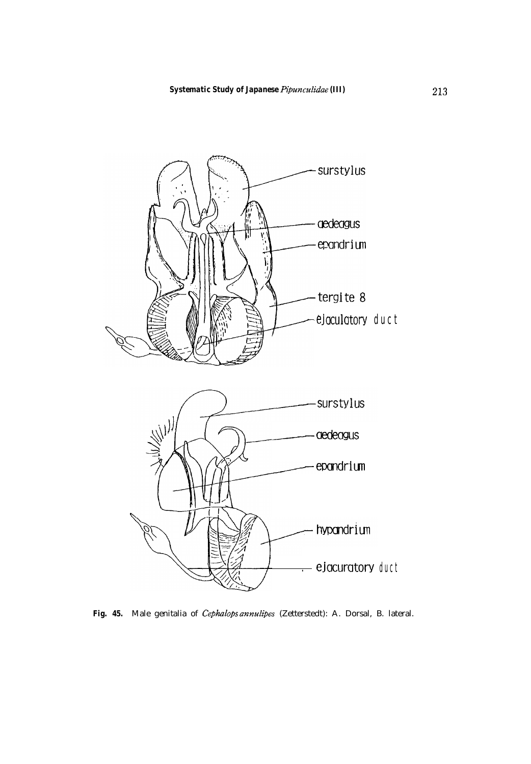**Fig. 45.** Male genitalia of *Cephalops annulipes* (Zetterstedt): A. Dorsal, B. lateral.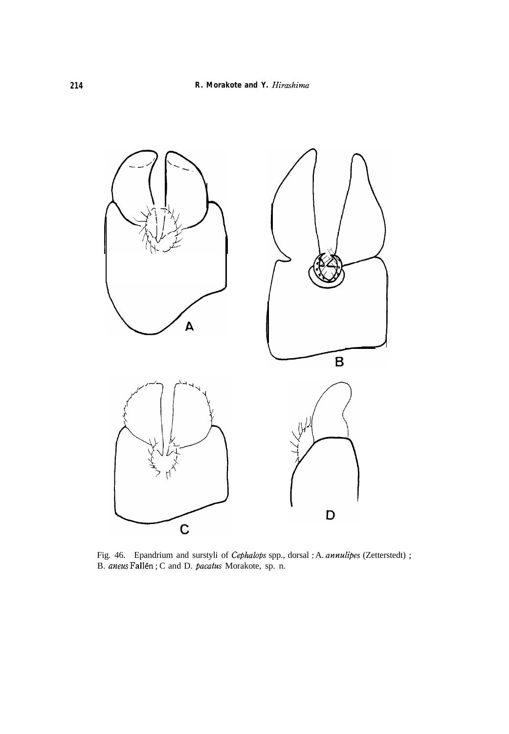A

B

C

D

Fig. 46. Epandrium and surstyli of *Cephalops* spp., dorsal : A. *annulipes* (Zetterstedt) ; B. *aneus* Fallén ; C and D. *pacatus* Morakote, sp. n.